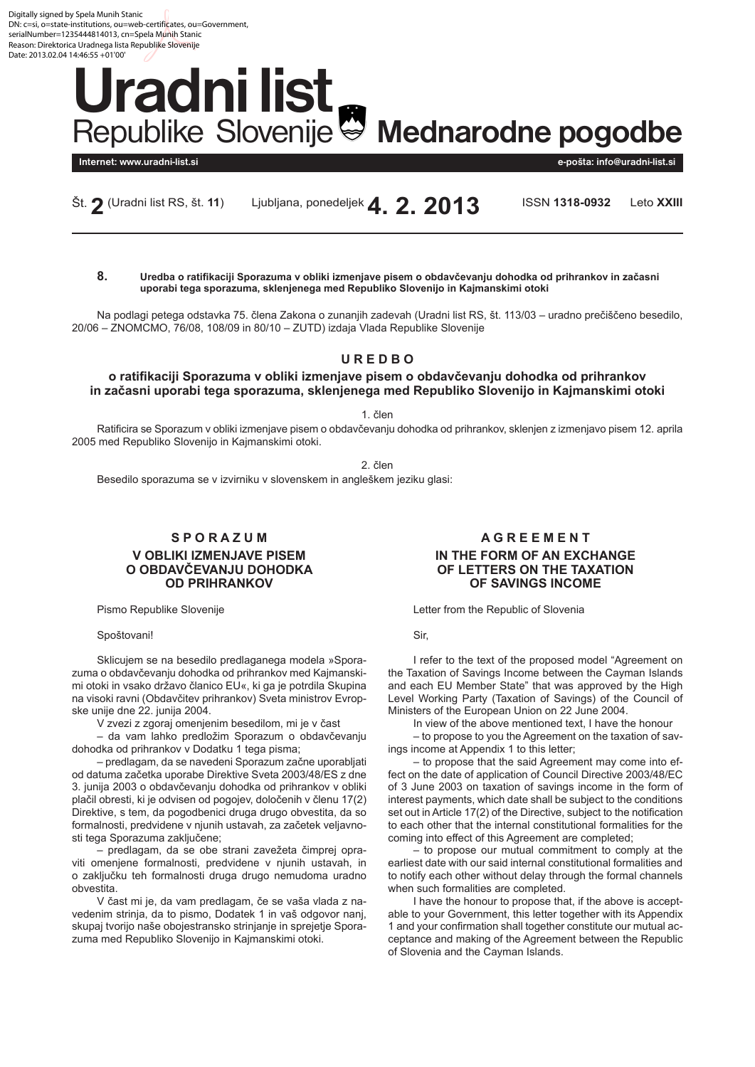Digitally signed by Spela Munih Stanic
DN: c=si, o=state-institutions, ou=web-certificates, ou=Government, serialNumber=1235444814013, cn=Spela Munih Stanic
Reason: Direktorica Uradnega lista Republike Slovenije
Date: 2013.02.04 14:46:55 +01'00'

# Uradni list Republike Slovenije Mednarodne pogodbe

**Internet: www.uradni-list.si** **e-pošta: info@uradni-list.si**

Št. **2** (Uradni list RS, št. **11**) Ljubljana, ponedeljek **4. 2. 2013** ISSN **1318-0932** Leto **XXIII**

**8.** **Uredba o ratifikaciji Sporazuma v obliki izmenjave pisem o obdavčevanju dohodka od prihrankov in začasni uporabi tega sporazuma, sklenjenega med Republiko Slovenijo in Kajmanskimi otoki**

Na podlagi petega odstavka 75. člena Zakona o zunanjih zadevah (Uradni list RS, št. 113/03 – uradno prečiščeno besedilo, 20/06 – ZNOMCMO, 76/08, 108/09 in 80/10 – ZUTD) izdaja Vlada Republike Slovenije

## U R E D B O

### o ratifikaciji Sporazuma v obliki izmenjave pisem o obdavčevanju dohodka od prihrankov in začasni uporabi tega sporazuma, sklenjenega med Republiko Slovenijo in Kajmanskimi otoki

1. člen

Ratificira se Sporazum v obliki izmenjave pisem o obdavčevanju dohodka od prihrankov, sklenjen z izmenjavo pisem 12. aprila 2005 med Republiko Slovenijo in Kajmanskimi otoki.

2. člen

Besedilo sporazuma se v izvirniku v slovenskem in angleškem jeziku glasi:

## S P O R A Z U M
### V OBLIKI IZMENJAVE PISEM O OBDAVČEVANJU DOHODKA OD PRIHRANKOV

Pismo Republike Slovenije

Spoštovani!

Sklicujem se na besedilo predlaganega modela »Sporazuma o obdavčevanju dohodka od prihrankov med Kajmanskimi otoki in vsako državo članico EU«, ki ga je potrdila Skupina na visoki ravni (Obdavčitev prihrankov) Sveta ministrov Evropske unije dne 22. junija 2004.

V zvezi z zgoraj omenjenim besedilom, mi je v čast

– da vam lahko predložim Sporazum o obdavčevanju dohodka od prihrankov v Dodatku 1 tega pisma;

– predlagam, da se navedeni Sporazum začne uporabljati od datuma začetka uporabe Direktive Sveta 2003/48/ES z dne 3. junija 2003 o obdavčevanju dohodka od prihrankov v obliki plačil obresti, ki je odvisen od pogojev, določenih v členu 17(2) Direktive, s tem, da pogodbenici druga drugo obvestita, da so formalnosti, predvidene v njunih ustavah, za začetek veljavnosti tega Sporazuma zaključene;

– predlagam, da se obe strani zavežeta čimprej opraviti omenjene formalnosti, predvidene v njunih ustavah, in o zaključku teh formalnosti druga drugo nemudoma uradno obvestita.

V čast mi je, da vam predlagam, če se vaša vlada z navedenim strinja, da to pismo, Dodatek 1 in vaš odgovor nanj, skupaj tvorijo naše obojestransko strinjanje in sprejetje Sporazuma med Republiko Slovenijo in Kajmanskimi otoki.

## A G R E E M E N T
### IN THE FORM OF AN EXCHANGE OF LETTERS ON THE TAXATION OF SAVINGS INCOME

Letter from the Republic of Slovenia

Sir,

I refer to the text of the proposed model "Agreement on the Taxation of Savings Income between the Cayman Islands and each EU Member State" that was approved by the High Level Working Party (Taxation of Savings) of the Council of Ministers of the European Union on 22 June 2004.

In view of the above mentioned text, I have the honour

– to propose to you the Agreement on the taxation of savings income at Appendix 1 to this letter;

– to propose that the said Agreement may come into effect on the date of application of Council Directive 2003/48/EC of 3 June 2003 on taxation of savings income in the form of interest payments, which date shall be subject to the conditions set out in Article 17(2) of the Directive, subject to the notification to each other that the internal constitutional formalities for the coming into effect of this Agreement are completed;

– to propose our mutual commitment to comply at the earliest date with our said internal constitutional formalities and to notify each other without delay through the formal channels when such formalities are completed.

I have the honour to propose that, if the above is acceptable to your Government, this letter together with its Appendix 1 and your confirmation shall together constitute our mutual acceptance and making of the Agreement between the Republic of Slovenia and the Cayman Islands.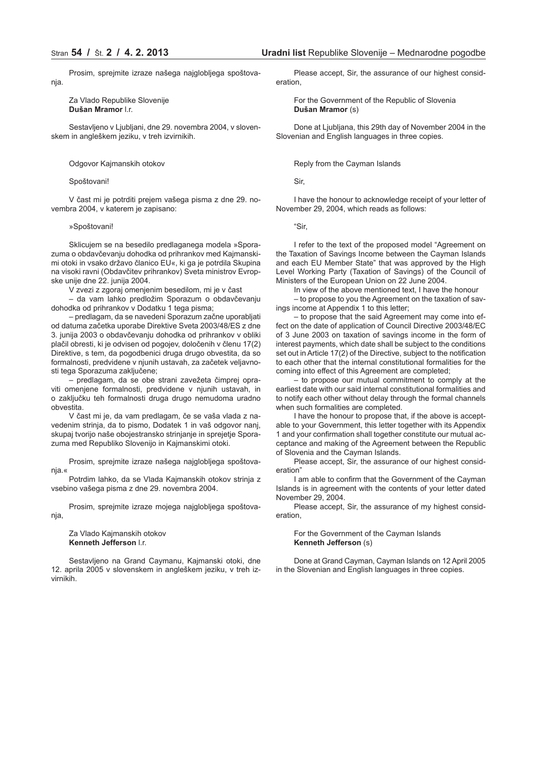Prosim, sprejmite izraze našega najglobljega spoštovanja.

Za Vlado Republike Slovenije
**Dušan Mramor** l.r.

Sestavljeno v Ljubljani, dne 29. novembra 2004, v slovenskem in angleškem jeziku, v treh izvirnikih.

Odgovor Kajmanskih otokov

Spoštovani!

V čast mi je potrditi prejem vašega pisma z dne 29. novembra 2004, v katerem je zapisano:

»Spoštovani!

Sklicujem se na besedilo predlaganega modela »Sporazuma o obdavčevanju dohodka od prihrankov med Kajmanskimi otoki in vsako državo članico EU«, ki ga je potrdila Skupina na visoki ravni (Obdavčitev prihrankov) Sveta ministrov Evropske unije dne 22. junija 2004.

V zvezi z zgoraj omenjenim besedilom, mi je v čast

– da vam lahko predložim Sporazum o obdavčevanju dohodka od prihrankov v Dodatku 1 tega pisma;

– predlagam, da se navedeni Sporazum začne uporabljati od datuma začetka uporabe Direktive Sveta 2003/48/ES z dne 3. junija 2003 o obdavčevanju dohodka od prihrankov v obliki plačil obresti, ki je odvisen od pogojev, določenih v členu 17(2) Direktive, s tem, da pogodbenici druga drugo obvestita, da so formalnosti, predvidene v njunih ustavah, za začetek veljavnosti tega Sporazuma zaključene;

– predlagam, da se obe strani zavežeta čimprej opraviti omenjene formalnosti, predvidene v njunih ustavah, in o zaključku teh formalnosti druga drugo nemudoma uradno obvestita.

V čast mi je, da vam predlagam, če se vaša vlada z navedenim strinja, da to pismo, Dodatek 1 in vaš odgovor nanj, skupaj tvorijo naše obojestransko strinjanje in sprejetje Sporazuma med Republiko Slovenijo in Kajmanskimi otoki.

Prosim, sprejmite izraze našega najglobljega spoštovanja.«

Potrdim lahko, da se Vlada Kajmanskih otokov strinja z vsebino vašega pisma z dne 29. novembra 2004.

Prosim, sprejmite izraze mojega najglobljega spoštovanja,

Za Vlado Kajmanskih otokov
**Kenneth Jefferson** l.r.

Sestavljeno na Grand Caymanu, Kajmanski otoki, dne 12. aprila 2005 v slovenskem in angleškem jeziku, v treh izvirnikih.

Please accept, Sir, the assurance of our highest consideration,

For the Government of the Republic of Slovenia
**Dušan Mramor** (s)

Done at Ljubljana, this 29th day of November 2004 in the Slovenian and English languages in three copies.

Reply from the Cayman Islands

Sir,

I have the honour to acknowledge receipt of your letter of November 29, 2004, which reads as follows:

"Sir,

I refer to the text of the proposed model "Agreement on the Taxation of Savings Income between the Cayman Islands and each EU Member State" that was approved by the High Level Working Party (Taxation of Savings) of the Council of Ministers of the European Union on 22 June 2004.

In view of the above mentioned text, I have the honour

– to propose to you the Agreement on the taxation of savings income at Appendix 1 to this letter;

– to propose that the said Agreement may come into effect on the date of application of Council Directive 2003/48/EC of 3 June 2003 on taxation of savings income in the form of interest payments, which date shall be subject to the conditions set out in Article 17(2) of the Directive, subject to the notification to each other that the internal constitutional formalities for the coming into effect of this Agreement are completed;

– to propose our mutual commitment to comply at the earliest date with our said internal constitutional formalities and to notify each other without delay through the formal channels when such formalities are completed.

I have the honour to propose that, if the above is acceptable to your Government, this letter together with its Appendix 1 and your confirmation shall together constitute our mutual acceptance and making of the Agreement between the Republic of Slovenia and the Cayman Islands.

Please accept, Sir, the assurance of our highest consideration"

I am able to confirm that the Government of the Cayman Islands is in agreement with the contents of your letter dated November 29, 2004.

Please accept, Sir, the assurance of my highest consideration,

For the Government of the Cayman Islands
**Kenneth Jefferson** (s)

Done at Grand Cayman, Cayman Islands on 12 April 2005 in the Slovenian and English languages in three copies.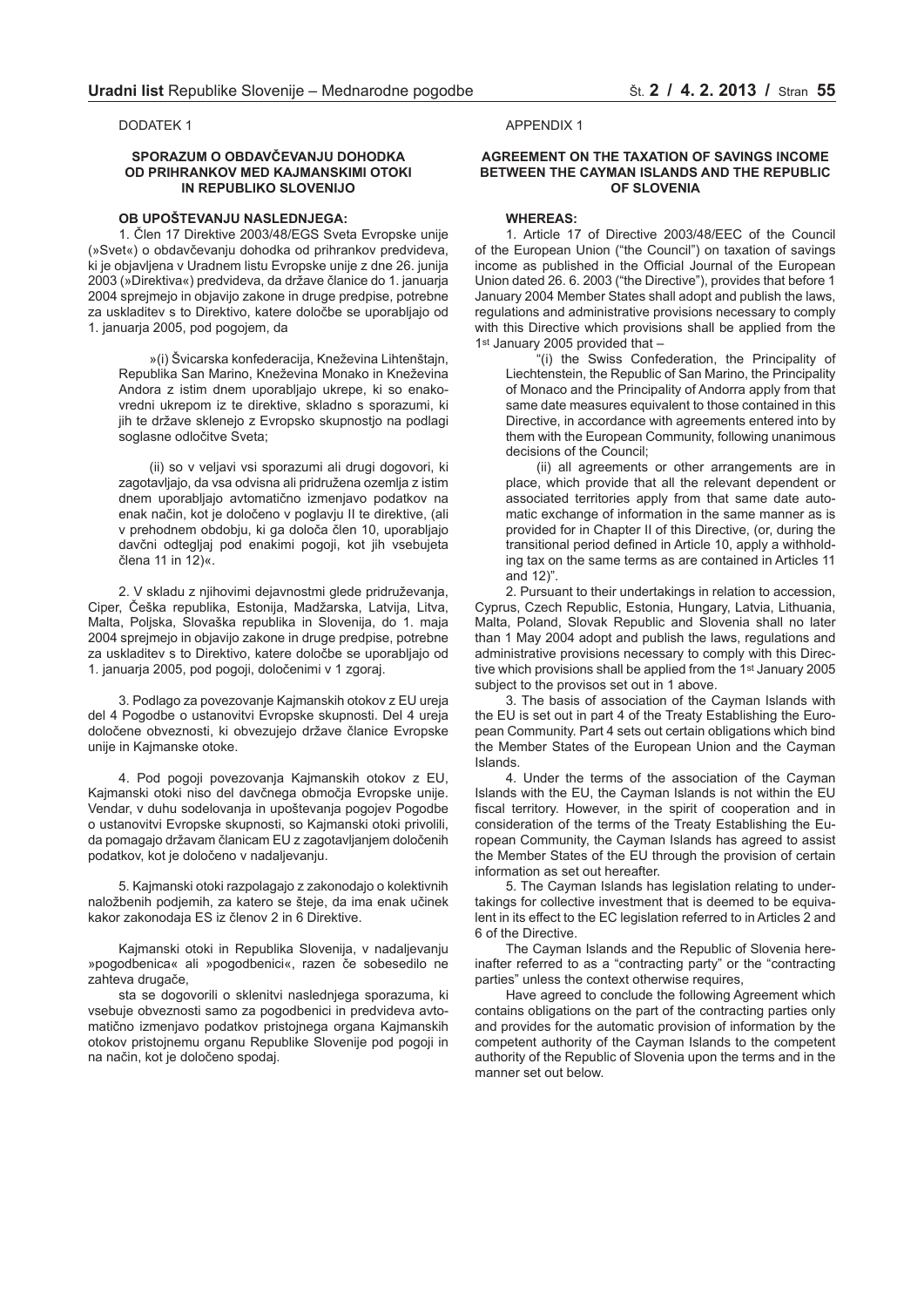DODATEK 1

### SPORAZUM O OBDAVČEVANJU DOHODKA OD PRIHRANKOV MED KAJMANSKIMI OTOKI IN REPUBLIKO SLOVENIJO

**OB UPOŠTEVANJU NASLEDNJEGA:**

1. Člen 17 Direktive 2003/48/EGS Sveta Evropske unije (»Svet«) o obdavčevanju dohodka od prihrankov predvideva, ki je objavljena v Uradnem listu Evropske unije z dne 26. junija 2003 (»Direktiva«) predvideva, da države članice do 1. januarja 2004 sprejmejo in objavijo zakone in druge predpise, potrebne za uskladitev s to Direktivo, katere določbe se uporabljajo od 1. januarja 2005, pod pogojem, da

»(i) Švicarska konfederacija, Kneževina Lihtenštajn, Republika San Marino, Kneževina Monako in Kneževina Andora z istim dnem uporabljajo ukrepe, ki so enakovredni ukrepom iz te direktive, skladno s sporazumi, ki jih te države sklenejo z Evropsko skupnostjo na podlagi soglasne odločitve Sveta;

(ii) so v veljavi vsi sporazumi ali drugi dogovori, ki zagotavljajo, da vsa odvisna ali pridružena ozemlja z istim dnem uporabljajo avtomatično izmenjavo podatkov na enak način, kot je določeno v poglavju II te direktive, (ali v prehodnem obdobju, ki ga določa člen 10, uporabljajo davčni odtegljaj pod enakimi pogoji, kot jih vsebujeta člena 11 in 12)«.

2. V skladu z njihovimi dejavnostmi glede pridruževanja, Ciper, Češka republika, Estonija, Madžarska, Latvija, Litva, Malta, Poljska, Slovaška republika in Slovenija, do 1. maja 2004 sprejmejo in objavijo zakone in druge predpise, potrebne za uskladitev s to Direktivo, katere določbe se uporabljajo od 1. januarja 2005, pod pogoji, določenimi v 1 zgoraj.

3. Podlago za povezovanje Kajmanskih otokov z EU ureja del 4 Pogodbe o ustanovitvi Evropske skupnosti. Del 4 ureja določene obveznosti, ki obvezujejo države članice Evropske unije in Kajmanske otoke.

4. Pod pogoji povezovanja Kajmanskih otokov z EU, Kajmanski otoki niso del davčnega območja Evropske unije. Vendar, v duhu sodelovanja in upoštevanja pogojev Pogodbe o ustanovitvi Evropske skupnosti, so Kajmanski otoki privolili, da pomagajo državam članicam EU z zagotavljanjem določenih podatkov, kot je določeno v nadaljevanju.

5. Kajmanski otoki razpolagajo z zakonodajo o kolektivnih naložbenih podjemih, za katero se šteje, da ima enak učinek kakor zakonodaja ES iz členov 2 in 6 Direktive.

Kajmanski otoki in Republika Slovenija, v nadaljevanju »pogodbenica« ali »pogodbenici«, razen če sobesedilo ne zahteva drugače,

sta se dogovorili o sklenitvi naslednjega sporazuma, ki vsebuje obveznosti samo za pogodbenici in predvideva avtomatično izmenjavo podatkov pristojnega organa Kajmanskih otokov pristojnemu organu Republike Slovenije pod pogoji in na način, kot je določeno spodaj.

APPENDIX 1

### AGREEMENT ON THE TAXATION OF SAVINGS INCOME BETWEEN THE CAYMAN ISLANDS AND THE REPUBLIC OF SLOVENIA

**WHEREAS:**

1. Article 17 of Directive 2003/48/EEC of the Council of the European Union ("the Council") on taxation of savings income as published in the Official Journal of the European Union dated 26. 6. 2003 ("the Directive"), provides that before 1 January 2004 Member States shall adopt and publish the laws, regulations and administrative provisions necessary to comply with this Directive which provisions shall be applied from the 1st January 2005 provided that –

"(i) the Swiss Confederation, the Principality of Liechtenstein, the Republic of San Marino, the Principality of Monaco and the Principality of Andorra apply from that same date measures equivalent to those contained in this Directive, in accordance with agreements entered into by them with the European Community, following unanimous decisions of the Council;

(ii) all agreements or other arrangements are in place, which provide that all the relevant dependent or associated territories apply from that same date automatic exchange of information in the same manner as is provided for in Chapter II of this Directive, (or, during the transitional period defined in Article 10, apply a withholding tax on the same terms as are contained in Articles 11 and 12)".

2. Pursuant to their undertakings in relation to accession, Cyprus, Czech Republic, Estonia, Hungary, Latvia, Lithuania, Malta, Poland, Slovak Republic and Slovenia shall no later than 1 May 2004 adopt and publish the laws, regulations and administrative provisions necessary to comply with this Directive which provisions shall be applied from the 1st January 2005 subject to the provisos set out in 1 above.

3. The basis of association of the Cayman Islands with the EU is set out in part 4 of the Treaty Establishing the European Community. Part 4 sets out certain obligations which bind the Member States of the European Union and the Cayman Islands.

4. Under the terms of the association of the Cayman Islands with the EU, the Cayman Islands is not within the EU fiscal territory. However, in the spirit of cooperation and in consideration of the terms of the Treaty Establishing the European Community, the Cayman Islands has agreed to assist the Member States of the EU through the provision of certain information as set out hereafter.

5. The Cayman Islands has legislation relating to undertakings for collective investment that is deemed to be equivalent in its effect to the EC legislation referred to in Articles 2 and 6 of the Directive.

The Cayman Islands and the Republic of Slovenia hereinafter referred to as a "contracting party" or the "contracting parties" unless the context otherwise requires,

Have agreed to conclude the following Agreement which contains obligations on the part of the contracting parties only and provides for the automatic provision of information by the competent authority of the Cayman Islands to the competent authority of the Republic of Slovenia upon the terms and in the manner set out below.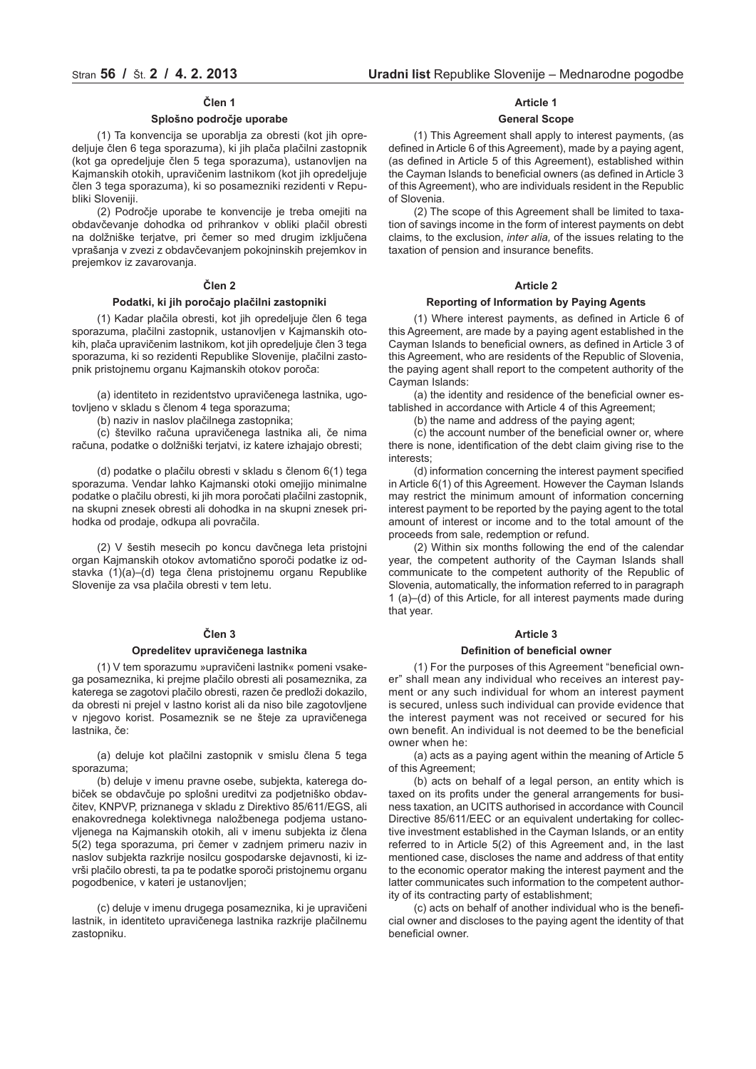## Člen 1

### Splošno področje uporabe

(1) Ta konvencija se uporablja za obresti (kot jih opredeljuje člen 6 tega sporazuma), ki jih plača plačilni zastopnik (kot ga opredeljuje člen 5 tega sporazuma), ustanovljen na Kajmanskih otokih, upravičenim lastnikom (kot jih opredeljuje člen 3 tega sporazuma), ki so posamezniki rezidenti v Republiki Sloveniji.

(2) Področje uporabe te konvencije je treba omejiti na obdavčevanje dohodka od prihrankov v obliki plačil obresti na dolžniške terjatve, pri čemer so med drugim izključena vprašanja v zvezi z obdavčevanjem pokojninskih prejemkov in prejemkov iz zavarovanja.

## Člen 2

### Podatki, ki jih poročajo plačilni zastopniki

(1) Kadar plačila obresti, kot jih opredeljuje člen 6 tega sporazuma, plačilni zastopnik, ustanovljen v Kajmanskih otokih, plača upravičenim lastnikom, kot jih opredeljuje člen 3 tega sporazuma, ki so rezidenti Republike Slovenije, plačilni zastopnik pristojnemu organu Kajmanskih otokov poroča:

(a) identiteto in rezidentstvo upravičenega lastnika, ugotovljeno v skladu s členom 4 tega sporazuma;

(b) naziv in naslov plačilnega zastopnika;

(c) številko računa upravičenega lastnika ali, če nima računa, podatke o dolžniški terjatvi, iz katere izhajajo obresti;

(d) podatke o plačilu obresti v skladu s členom 6(1) tega sporazuma. Vendar lahko Kajmanski otoki omejijo minimalne podatke o plačilu obresti, ki jih mora poročati plačilni zastopnik, na skupni znesek obresti ali dohodka in na skupni znesek prihodka od prodaje, odkupa ali povračila.

(2) V šestih mesecih po koncu davčnega leta pristojni organ Kajmanskih otokov avtomatično sporoči podatke iz odstavka (1)(a)–(d) tega člena pristojnemu organu Republike Slovenije za vsa plačila obresti v tem letu.

## Člen 3

### Opredelitev upravičenega lastnika

(1) V tem sporazumu »upravičeni lastnik« pomeni vsakega posameznika, ki prejme plačilo obresti ali posameznika, za katerega se zagotovi plačilo obresti, razen če predloži dokazilo, da obresti ni prejel v lastno korist ali da niso bile zagotovljene v njegovo korist. Posameznik se ne šteje za upravičenega lastnika, če:

(a) deluje kot plačilni zastopnik v smislu člena 5 tega sporazuma;

(b) deluje v imenu pravne osebe, subjekta, katerega dobiček se obdavčuje po splošni ureditvi za podjetniško obdavčitev, KNPVP, priznanega v skladu z Direktivo 85/611/EGS, ali enakovrednega kolektivnega naložbenega podjema ustanovljenega na Kajmanskih otokih, ali v imenu subjekta iz člena 5(2) tega sporazuma, pri čemer v zadnjem primeru naziv in naslov subjekta razkrije nosilcu gospodarske dejavnosti, ki izvrši plačilo obresti, ta pa te podatke sporoči pristojnemu organu pogodbenice, v kateri je ustanovljen;

(c) deluje v imenu drugega posameznika, ki je upravičeni lastnik, in identiteto upravičenega lastnika razkrije plačilnemu zastopniku.

## Article 1

### General Scope

(1) This Agreement shall apply to interest payments, (as defined in Article 6 of this Agreement), made by a paying agent, (as defined in Article 5 of this Agreement), established within the Cayman Islands to beneficial owners (as defined in Article 3 of this Agreement), who are individuals resident in the Republic of Slovenia.

(2) The scope of this Agreement shall be limited to taxation of savings income in the form of interest payments on debt claims, to the exclusion, *inter alia,* of the issues relating to the taxation of pension and insurance benefits.

## Article 2

### Reporting of Information by Paying Agents

(1) Where interest payments, as defined in Article 6 of this Agreement, are made by a paying agent established in the Cayman Islands to beneficial owners, as defined in Article 3 of this Agreement, who are residents of the Republic of Slovenia, the paying agent shall report to the competent authority of the Cayman Islands:

(a) the identity and residence of the beneficial owner established in accordance with Article 4 of this Agreement;

(b) the name and address of the paying agent;

(c) the account number of the beneficial owner or, where there is none, identification of the debt claim giving rise to the interests;

(d) information concerning the interest payment specified in Article 6(1) of this Agreement. However the Cayman Islands may restrict the minimum amount of information concerning interest payment to be reported by the paying agent to the total amount of interest or income and to the total amount of the proceeds from sale, redemption or refund.

(2) Within six months following the end of the calendar year, the competent authority of the Cayman Islands shall communicate to the competent authority of the Republic of Slovenia, automatically, the information referred to in paragraph 1 (a)–(d) of this Article, for all interest payments made during that year.

## Article 3

### Definition of beneficial owner

(1) For the purposes of this Agreement "beneficial owner" shall mean any individual who receives an interest payment or any such individual for whom an interest payment is secured, unless such individual can provide evidence that the interest payment was not received or secured for his own benefit. An individual is not deemed to be the beneficial owner when he:

(a) acts as a paying agent within the meaning of Article 5 of this Agreement;

(b) acts on behalf of a legal person, an entity which is taxed on its profits under the general arrangements for business taxation, an UCITS authorised in accordance with Council Directive 85/611/EEC or an equivalent undertaking for collective investment established in the Cayman Islands, or an entity referred to in Article 5(2) of this Agreement and, in the last mentioned case, discloses the name and address of that entity to the economic operator making the interest payment and the latter communicates such information to the competent authority of its contracting party of establishment;

(c) acts on behalf of another individual who is the beneficial owner and discloses to the paying agent the identity of that beneficial owner.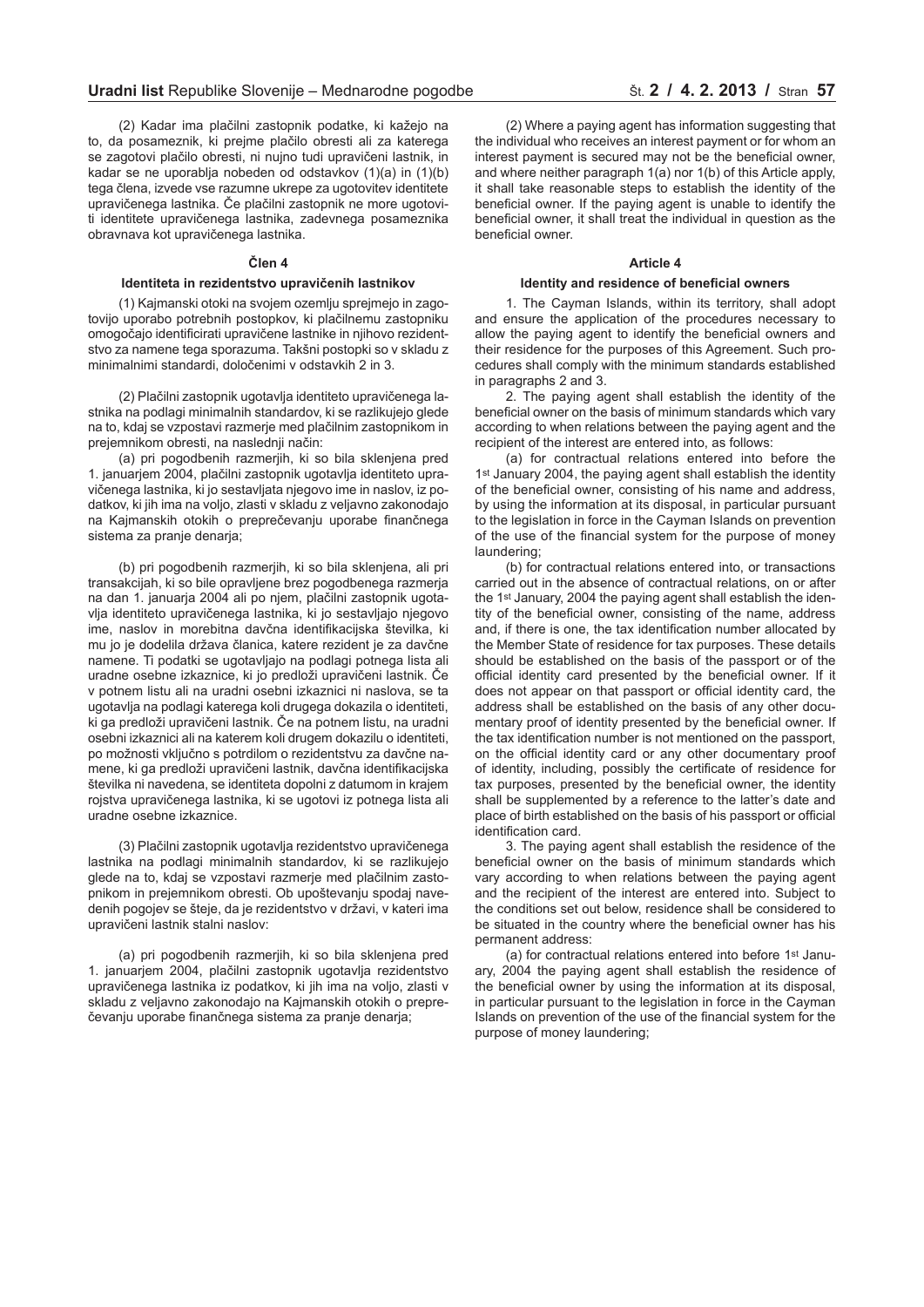(2) Kadar ima plačilni zastopnik podatke, ki kažejo na to, da posameznik, ki prejme plačilo obresti ali za katerega se zagotovi plačilo obresti, ni nujno tudi upravičeni lastnik, in kadar se ne uporablja nobeden od odstavkov (1)(a) in (1)(b) tega člena, izvede vse razumne ukrepe za ugotovitev identitete upravičenega lastnika. Če plačilni zastopnik ne more ugotoviti identitete upravičenega lastnika, zadevnega posameznika obravnava kot upravičenega lastnika.

### Člen 4

#### Identiteta in rezidentstvo upravičenih lastnikov

(1) Kajmanski otoki na svojem ozemlju sprejmejo in zagotovijo uporabo potrebnih postopkov, ki plačilnemu zastopniku omogočajo identificirati upravičene lastnike in njihovo rezidentstvo za namene tega sporazuma. Takšni postopki so v skladu z minimalnimi standardi, določenimi v odstavkih 2 in 3.

(2) Plačilni zastopnik ugotavlja identiteto upravičenega lastnika na podlagi minimalnih standardov, ki se razlikujejo glede na to, kdaj se vzpostavi razmerje med plačilnim zastopnikom in prejemnikom obresti, na naslednji način:

(a) pri pogodbenih razmerjih, ki so bila sklenjena pred 1. januarjem 2004, plačilni zastopnik ugotavlja identiteto upravičenega lastnika, ki jo sestavljata njegovo ime in naslov, iz podatkov, ki jih ima na voljo, zlasti v skladu z veljavno zakonodajo na Kajmanskih otokih o preprečevanju uporabe finančnega sistema za pranje denarja;

(b) pri pogodbenih razmerjih, ki so bila sklenjena, ali pri transakcijah, ki so bile opravljene brez pogodbenega razmerja na dan 1. januarja 2004 ali po njem, plačilni zastopnik ugotavlja identiteto upravičenega lastnika, ki jo sestavljajo njegovo ime, naslov in morebitna davčna identifikacijska številka, ki mu jo je dodelila država članica, katere rezident je za davčne namene. Ti podatki se ugotavljajo na podlagi potnega lista ali uradne osebne izkaznice, ki jo predloži upravičeni lastnik. Če v potnem listu ali na uradni osebni izkaznici ni naslova, se ta ugotavlja na podlagi katerega koli drugega dokazila o identiteti, ki ga predloži upravičeni lastnik. Če na potnem listu, na uradni osebni izkaznici ali na katerem koli drugem dokazilu o identiteti, po možnosti vključno s potrdilom o rezidentstvu za davčne namene, ki ga predloži upravičeni lastnik, davčna identifikacijska številka ni navedena, se identiteta dopolni z datumom in krajem rojstva upravičenega lastnika, ki se ugotovi iz potnega lista ali uradne osebne izkaznice.

(3) Plačilni zastopnik ugotavlja rezidentstvo upravičenega lastnika na podlagi minimalnih standardov, ki se razlikujejo glede na to, kdaj se vzpostavi razmerje med plačilnim zastopnikom in prejemnikom obresti. Ob upoštevanju spodaj navedenih pogojev se šteje, da je rezidentstvo v državi, v kateri ima upravičeni lastnik stalni naslov:

(a) pri pogodbenih razmerjih, ki so bila sklenjena pred 1. januarjem 2004, plačilni zastopnik ugotavlja rezidentstvo upravičenega lastnika iz podatkov, ki jih ima na voljo, zlasti v skladu z veljavno zakonodajo na Kajmanskih otokih o preprečevanju uporabe finančnega sistema za pranje denarja;

(2) Where a paying agent has information suggesting that the individual who receives an interest payment or for whom an interest payment is secured may not be the beneficial owner, and where neither paragraph 1(a) nor 1(b) of this Article apply, it shall take reasonable steps to establish the identity of the beneficial owner. If the paying agent is unable to identify the beneficial owner, it shall treat the individual in question as the beneficial owner.

### Article 4

#### Identity and residence of beneficial owners

1. The Cayman Islands, within its territory, shall adopt and ensure the application of the procedures necessary to allow the paying agent to identify the beneficial owners and their residence for the purposes of this Agreement. Such procedures shall comply with the minimum standards established in paragraphs 2 and 3.

2. The paying agent shall establish the identity of the beneficial owner on the basis of minimum standards which vary according to when relations between the paying agent and the recipient of the interest are entered into, as follows:

(a) for contractual relations entered into before the 1st January 2004, the paying agent shall establish the identity of the beneficial owner, consisting of his name and address, by using the information at its disposal, in particular pursuant to the legislation in force in the Cayman Islands on prevention of the use of the financial system for the purpose of money laundering;

(b) for contractual relations entered into, or transactions carried out in the absence of contractual relations, on or after the 1st January, 2004 the paying agent shall establish the identity of the beneficial owner, consisting of the name, address and, if there is one, the tax identification number allocated by the Member State of residence for tax purposes. These details should be established on the basis of the passport or of the official identity card presented by the beneficial owner. If it does not appear on that passport or official identity card, the address shall be established on the basis of any other documentary proof of identity presented by the beneficial owner. If the tax identification number is not mentioned on the passport, on the official identity card or any other documentary proof of identity, including, possibly the certificate of residence for tax purposes, presented by the beneficial owner, the identity shall be supplemented by a reference to the latter's date and place of birth established on the basis of his passport or official identification card.

3. The paying agent shall establish the residence of the beneficial owner on the basis of minimum standards which vary according to when relations between the paying agent and the recipient of the interest are entered into. Subject to the conditions set out below, residence shall be considered to be situated in the country where the beneficial owner has his permanent address:

(a) for contractual relations entered into before 1st January, 2004 the paying agent shall establish the residence of the beneficial owner by using the information at its disposal, in particular pursuant to the legislation in force in the Cayman Islands on prevention of the use of the financial system for the purpose of money laundering;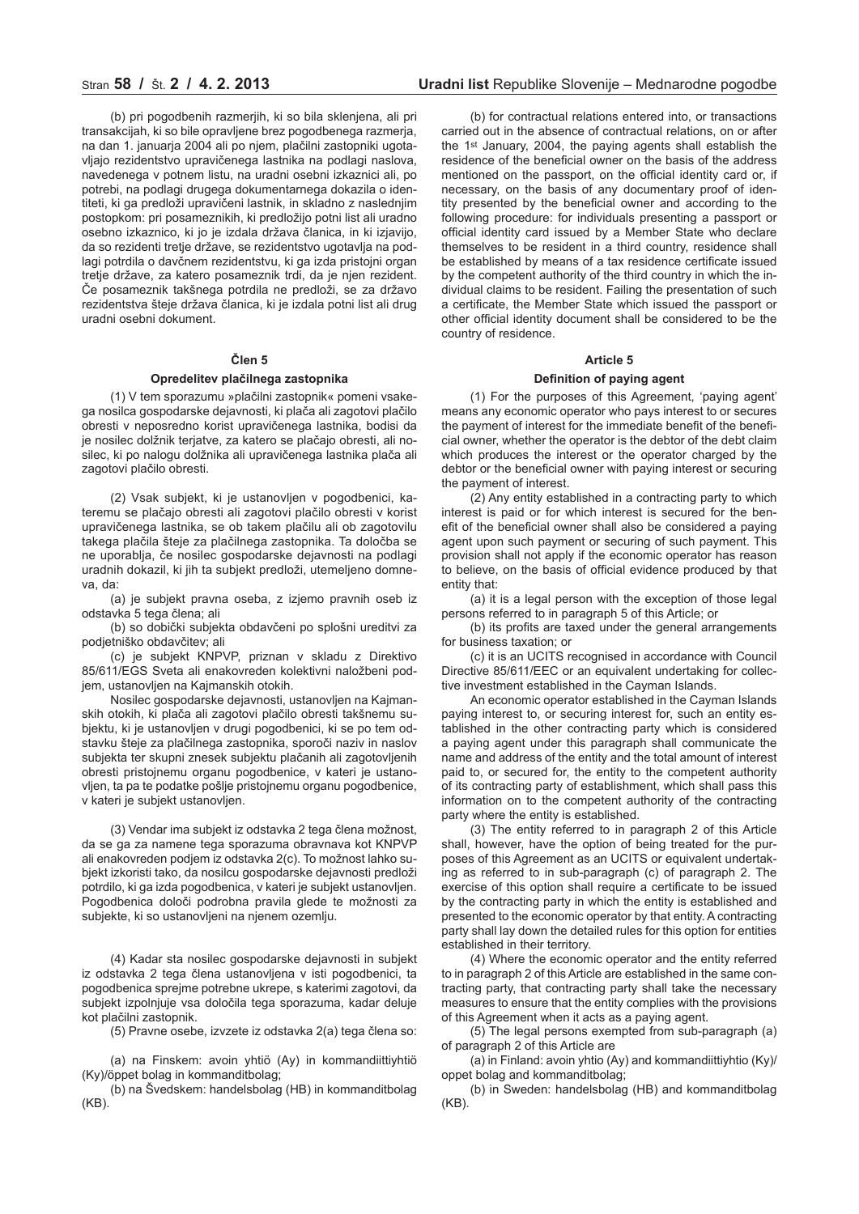(b) pri pogodbenih razmerjih, ki so bila sklenjena, ali pri transakcijah, ki so bile opravljene brez pogodbenega razmerja, na dan 1. januarja 2004 ali po njem, plačilni zastopniki ugotavljajo rezidentstvo upravičenega lastnika na podlagi naslova, navedenega v potnem listu, na uradni osebni izkaznici ali, po potrebi, na podlagi drugega dokumentarnega dokazila o identiteti, ki ga predloži upravičeni lastnik, in skladno z naslednjim postopkom: pri posameznikih, ki predložijo potni list ali uradno osebno izkaznico, ki jo je izdala država članica, in ki izjavijo, da so rezidenti tretje države, se rezidentstvo ugotavlja na podlagi potrdila o davčnem rezidentstvu, ki ga izda pristojni organ tretje države, za katero posameznik trdi, da je njen rezident. Če posameznik takšnega potrdila ne predloži, se za državo rezidentstva šteje država članica, ki je izdala potni list ali drug uradni osebni dokument.

### Člen 5

#### Opredelitev plačilnega zastopnika

(1) V tem sporazumu »plačilni zastopnik« pomeni vsakega nosilca gospodarske dejavnosti, ki plača ali zagotovi plačilo obresti v neposredno korist upravičenega lastnika, bodisi da je nosilec dolžnik terjatve, za katero se plačajo obresti, ali nosilec, ki po nalogu dolžnika ali upravičenega lastnika plača ali zagotovi plačilo obresti.

(2) Vsak subjekt, ki je ustanovljen v pogodbenici, kateremu se plačajo obresti ali zagotovi plačilo obresti v korist upravičenega lastnika, se ob takem plačilu ali ob zagotovilu takega plačila šteje za plačilnega zastopnika. Ta določba se ne uporablja, če nosilec gospodarske dejavnosti na podlagi uradnih dokazil, ki jih ta subjekt predloži, utemeljeno domneva, da:

(a) je subjekt pravna oseba, z izjemo pravnih oseb iz odstavka 5 tega člena; ali

(b) so dobički subjekta obdavčeni po splošni ureditvi za podjetniško obdavčitev; ali

(c) je subjekt KNPVP, priznan v skladu z Direktivo 85/611/EGS Sveta ali enakovreden kolektivni naložbeni podjem, ustanovljen na Kajmanskih otokih.

Nosilec gospodarske dejavnosti, ustanovljen na Kajmanskih otokih, ki plača ali zagotovi plačilo obresti takšnemu subjektu, ki je ustanovljen v drugi pogodbenici, ki se po tem odstavku šteje za plačilnega zastopnika, sporoči naziv in naslov subjekta ter skupni znesek subjektu plačanih ali zagotovljenih obresti pristojnemu organu pogodbenice, v kateri je ustanovljen, ta pa te podatke pošlje pristojnemu organu pogodbenice, v kateri je subjekt ustanovljen.

(3) Vendar ima subjekt iz odstavka 2 tega člena možnost, da se ga za namene tega sporazuma obravnava kot KNPVP ali enakovreden podjem iz odstavka 2(c). To možnost lahko subjekt izkoristi tako, da nosilcu gospodarske dejavnosti predloži potrdilo, ki ga izda pogodbenica, v kateri je subjekt ustanovljen. Pogodbenica določi podrobna pravila glede te možnosti za subjekte, ki so ustanovljeni na njenem ozemlju.

(4) Kadar sta nosilec gospodarske dejavnosti in subjekt iz odstavka 2 tega člena ustanovljena v isti pogodbenici, ta pogodbenica sprejme potrebne ukrepe, s katerimi zagotovi, da subjekt izpolnjuje vsa določila tega sporazuma, kadar deluje kot plačilni zastopnik.

(5) Pravne osebe, izvzete iz odstavka 2(a) tega člena so:

(a) na Finskem: avoin yhtiö (Ay) in kommandiittiyhtiö (Ky)/öppet bolag in kommanditbolag;

(b) na Švedskem: handelsbolag (HB) in kommanditbolag (KB).

(b) for contractual relations entered into, or transactions carried out in the absence of contractual relations, on or after the 1st January, 2004, the paying agents shall establish the residence of the beneficial owner on the basis of the address mentioned on the passport, on the official identity card or, if necessary, on the basis of any documentary proof of identity presented by the beneficial owner and according to the following procedure: for individuals presenting a passport or official identity card issued by a Member State who declare themselves to be resident in a third country, residence shall be established by means of a tax residence certificate issued by the competent authority of the third country in which the individual claims to be resident. Failing the presentation of such a certificate, the Member State which issued the passport or other official identity document shall be considered to be the country of residence.

### Article 5

#### Definition of paying agent

(1) For the purposes of this Agreement, 'paying agent' means any economic operator who pays interest to or secures the payment of interest for the immediate benefit of the beneficial owner, whether the operator is the debtor of the debt claim which produces the interest or the operator charged by the debtor or the beneficial owner with paying interest or securing the payment of interest.

(2) Any entity established in a contracting party to which interest is paid or for which interest is secured for the benefit of the beneficial owner shall also be considered a paying agent upon such payment or securing of such payment. This provision shall not apply if the economic operator has reason to believe, on the basis of official evidence produced by that entity that:

(a) it is a legal person with the exception of those legal persons referred to in paragraph 5 of this Article; or

(b) its profits are taxed under the general arrangements for business taxation; or

(c) it is an UCITS recognised in accordance with Council Directive 85/611/EEC or an equivalent undertaking for collective investment established in the Cayman Islands.

An economic operator established in the Cayman Islands paying interest to, or securing interest for, such an entity established in the other contracting party which is considered a paying agent under this paragraph shall communicate the name and address of the entity and the total amount of interest paid to, or secured for, the entity to the competent authority of its contracting party of establishment, which shall pass this information on to the competent authority of the contracting party where the entity is established.

(3) The entity referred to in paragraph 2 of this Article shall, however, have the option of being treated for the purposes of this Agreement as an UCITS or equivalent undertaking as referred to in sub-paragraph (c) of paragraph 2. The exercise of this option shall require a certificate to be issued by the contracting party in which the entity is established and presented to the economic operator by that entity. A contracting party shall lay down the detailed rules for this option for entities established in their territory.

(4) Where the economic operator and the entity referred to in paragraph 2 of this Article are established in the same contracting party, that contracting party shall take the necessary measures to ensure that the entity complies with the provisions of this Agreement when it acts as a paying agent.

(5) The legal persons exempted from sub-paragraph (a) of paragraph 2 of this Article are

(a) in Finland: avoin yhtio (Ay) and kommandiittiyhtio (Ky)/oppet bolag and kommanditbolag;

(b) in Sweden: handelsbolag (HB) and kommanditbolag (KB).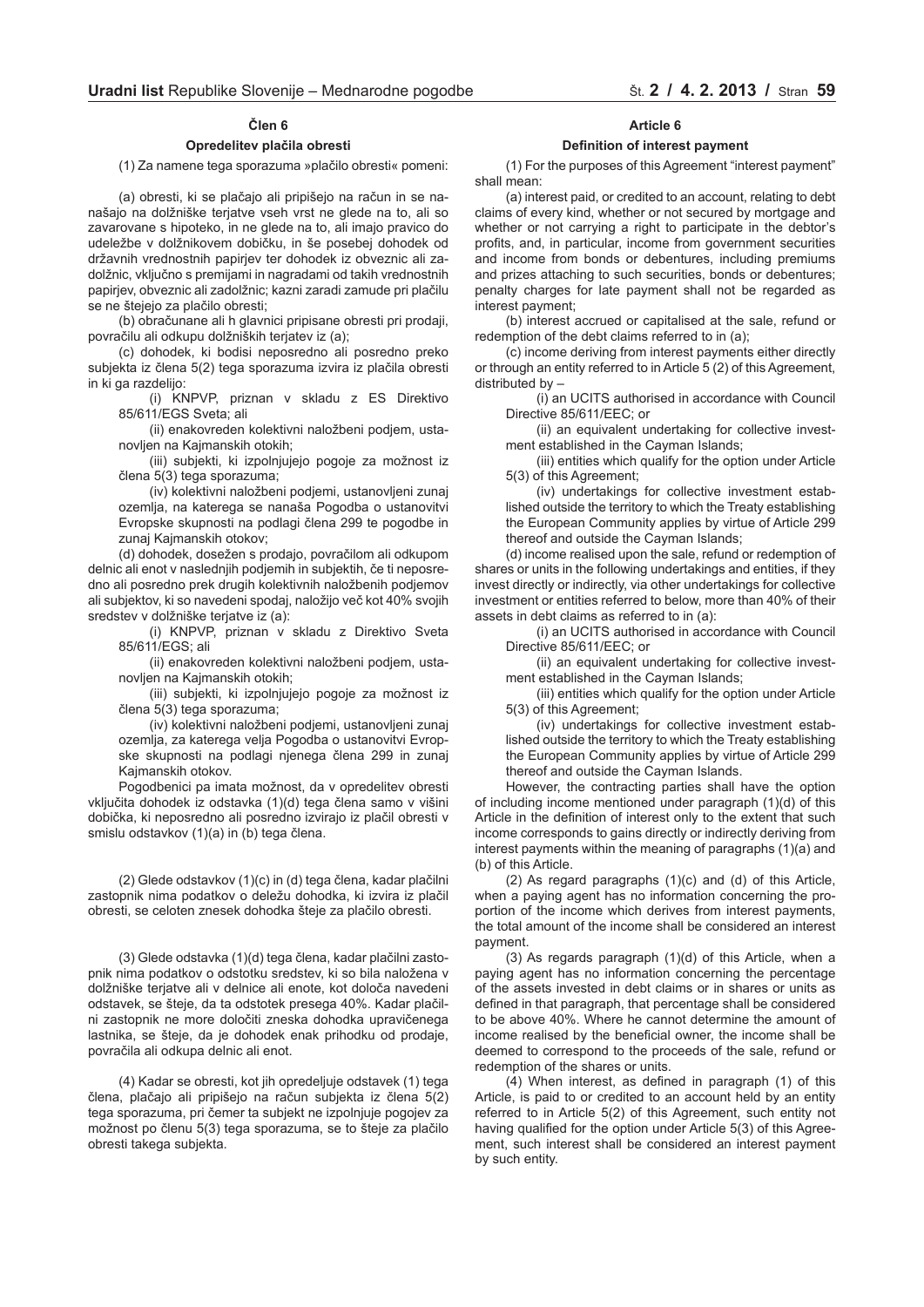## Člen 6

### Opredelitev plačila obresti

(1) Za namene tega sporazuma »plačilo obresti« pomeni:

(a) obresti, ki se plačajo ali pripišejo na račun in se nanašajo na dolžniške terjatve vseh vrst ne glede na to, ali so zavarovane s hipoteko, in ne glede na to, ali imajo pravico do udeležbe v dolžnikovem dobičku, in še posebej dohodek od državnih vrednostnih papirjev ter dohodek iz obveznic ali zadolžnic, vključno s premijami in nagradami od takih vrednostnih papirjev, obveznic ali zadolžnic; kazni zaradi zamude pri plačilu se ne štejejo za plačilo obresti;

(b) obračunane ali h glavnici pripisane obresti pri prodaji, povračilu ali odkupu dolžniških terjatev iz (a);

(c) dohodek, ki bodisi neposredno ali posredno preko subjekta iz člena 5(2) tega sporazuma izvira iz plačila obresti in ki ga razdelijo:

(i) KNPVP, priznan v skladu z ES Direktivo 85/611/EGS Sveta; ali

(ii) enakovreden kolektivni naložbeni podjem, ustanovljen na Kajmanskih otokih;

(iii) subjekti, ki izpolnjujejo pogoje za možnost iz člena 5(3) tega sporazuma;

(iv) kolektivni naložbeni podjemi, ustanovljeni zunaj ozemlja, na katerega se nanaša Pogodba o ustanovitvi Evropske skupnosti na podlagi člena 299 te pogodbe in zunaj Kajmanskih otokov;

(d) dohodek, dosežen s prodajo, povračilom ali odkupom delnic ali enot v naslednjih podjemih in subjektih, če ti neposredno ali posredno prek drugih kolektivnih naložbenih podjemov ali subjektov, ki so navedeni spodaj, naložijo več kot 40% svojih sredstev v dolžniške terjatve iz (a):

(i) KNPVP, priznan v skladu z Direktivo Sveta 85/611/EGS; ali

(ii) enakovreden kolektivni naložbeni podjem, ustanovljen na Kajmanskih otokih;

(iii) subjekti, ki izpolnjujejo pogoje za možnost iz člena 5(3) tega sporazuma;

(iv) kolektivni naložbeni podjemi, ustanovljeni zunaj ozemlja, za katerega velja Pogodba o ustanovitvi Evropske skupnosti na podlagi njenega člena 299 in zunaj Kajmanskih otokov.

Pogodbenici pa imata možnost, da v opredelitev obresti vključita dohodek iz odstavka (1)(d) tega člena samo v višini dobička, ki neposredno ali posredno izvirajo iz plačil obresti v smislu odstavkov (1)(a) in (b) tega člena.

(2) Glede odstavkov (1)(c) in (d) tega člena, kadar plačilni zastopnik nima podatkov o deležu dohodka, ki izvira iz plačil obresti, se celoten znesek dohodka šteje za plačilo obresti.

(3) Glede odstavka (1)(d) tega člena, kadar plačilni zastopnik nima podatkov o odstotku sredstev, ki so bila naložena v dolžniške terjatve ali v delnice ali enote, kot določa navedeni odstavek, se šteje, da ta odstotek presega 40%. Kadar plačilni zastopnik ne more določiti zneska dohodka upravičenega lastnika, se šteje, da je dohodek enak prihodku od prodaje, povračila ali odkupa delnic ali enot.

(4) Kadar se obresti, kot jih opredeljuje odstavek (1) tega člena, plačajo ali pripišejo na račun subjekta iz člena 5(2) tega sporazuma, pri čemer ta subjekt ne izpolnjuje pogojev za možnost po členu 5(3) tega sporazuma, se to šteje za plačilo obresti takega subjekta.

## Article 6

### Definition of interest payment

(1) For the purposes of this Agreement "interest payment" shall mean:

(a) interest paid, or credited to an account, relating to debt claims of every kind, whether or not secured by mortgage and whether or not carrying a right to participate in the debtor's profits, and, in particular, income from government securities and income from bonds or debentures, including premiums and prizes attaching to such securities, bonds or debentures; penalty charges for late payment shall not be regarded as interest payment;

(b) interest accrued or capitalised at the sale, refund or redemption of the debt claims referred to in (a);

(c) income deriving from interest payments either directly or through an entity referred to in Article 5 (2) of this Agreement, distributed by –

(i) an UCITS authorised in accordance with Council Directive 85/611/EEC; or

(ii) an equivalent undertaking for collective investment established in the Cayman Islands;

(iii) entities which qualify for the option under Article 5(3) of this Agreement;

(iv) undertakings for collective investment established outside the territory to which the Treaty establishing the European Community applies by virtue of Article 299 thereof and outside the Cayman Islands;

(d) income realised upon the sale, refund or redemption of shares or units in the following undertakings and entities, if they invest directly or indirectly, via other undertakings for collective investment or entities referred to below, more than 40% of their assets in debt claims as referred to in (a):

(i) an UCITS authorised in accordance with Council Directive 85/611/EEC; or

(ii) an equivalent undertaking for collective investment established in the Cayman Islands;

(iii) entities which qualify for the option under Article 5(3) of this Agreement;

(iv) undertakings for collective investment established outside the territory to which the Treaty establishing the European Community applies by virtue of Article 299 thereof and outside the Cayman Islands.

However, the contracting parties shall have the option of including income mentioned under paragraph (1)(d) of this Article in the definition of interest only to the extent that such income corresponds to gains directly or indirectly deriving from interest payments within the meaning of paragraphs (1)(a) and (b) of this Article.

(2) As regard paragraphs (1)(c) and (d) of this Article, when a paying agent has no information concerning the proportion of the income which derives from interest payments, the total amount of the income shall be considered an interest payment.

(3) As regards paragraph (1)(d) of this Article, when a paying agent has no information concerning the percentage of the assets invested in debt claims or in shares or units as defined in that paragraph, that percentage shall be considered to be above 40%. Where he cannot determine the amount of income realised by the beneficial owner, the income shall be deemed to correspond to the proceeds of the sale, refund or redemption of the shares or units.

(4) When interest, as defined in paragraph (1) of this Article, is paid to or credited to an account held by an entity referred to in Article 5(2) of this Agreement, such entity not having qualified for the option under Article 5(3) of this Agreement, such interest shall be considered an interest payment by such entity.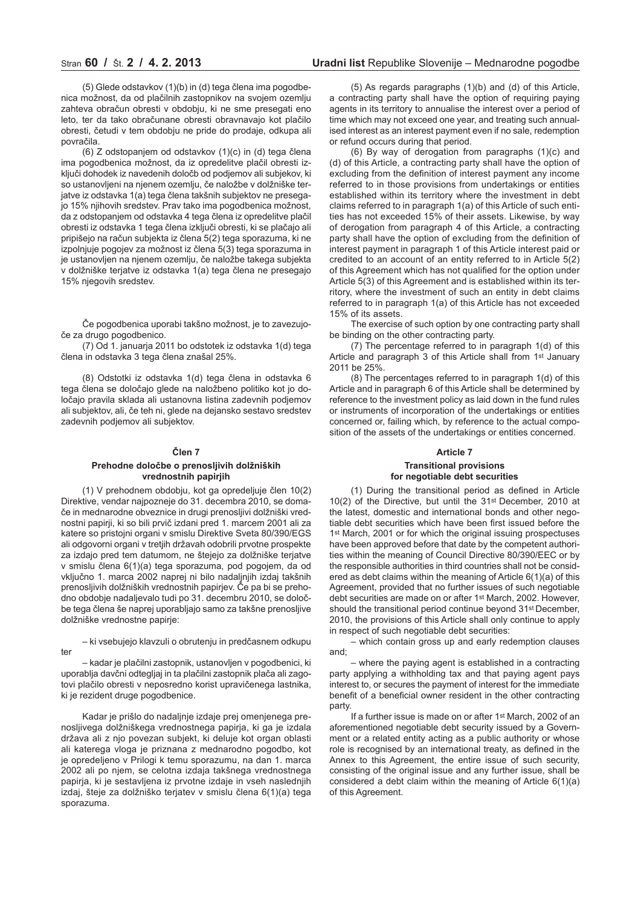(5) Glede odstavkov (1)(b) in (d) tega člena ima pogodbenica možnost, da od plačilnih zastopnikov na svojem ozemlju zahteva obračun obresti v obdobju, ki ne sme presegati eno leto, ter da tako obračunane obresti obravnavajo kot plačilo obresti, četudi v tem obdobju ne pride do prodaje, odkupa ali povračila.

(6) Z odstopanjem od odstavkov (1)(c) in (d) tega člena ima pogodbenica možnost, da iz opredelitve plačil obresti izključi dohodek iz navedenih določb od podjemov ali subjekov, ki so ustanovljeni na njenem ozemlju, če naložbe v dolžniške terjatve iz odstavka 1(a) tega člena takšnih subjektov ne presegajo 15% njihovih sredstev. Prav tako ima pogodbenica možnost, da z odstopanjem od odstavka 4 tega člena iz opredelitve plačil obresti iz odstavka 1 tega člena izključi obresti, ki se plačajo ali pripišejo na račun subjekta iz člena 5(2) tega sporazuma, ki ne izpolnjuje pogojev za možnost iz člena 5(3) tega sporazuma in je ustanovljen na njenem ozemlju, če naložbe takega subjekta v dolžniške terjatve iz odstavka 1(a) tega člena ne presegajo 15% njegovih sredstev.

Če pogodbenica uporabi takšno možnost, je to zavezujoče za drugo pogodbenico.

(7) Od 1. januarja 2011 bo odstotek iz odstavka 1(d) tega člena in odstavka 3 tega člena znašal 25%.

(8) Odstotki iz odstavka 1(d) tega člena in odstavka 6 tega člena se določajo glede na naložbeno politiko kot jo določajo pravila sklada ali ustanovna listina zadevnih podjemov ali subjektov, ali, če teh ni, glede na dejansko sestavo sredstev zadevnih podjemov ali subjektov.

### Člen 7

### Prehodne določbe o prenosljivih dolžniških vrednostnih papirjih

(1) V prehodnem obdobju, kot ga opredeljuje člen 10(2) Direktive, vendar najpozneje do 31. decembra 2010, se domače in mednarodne obveznice in drugi prenosljivi dolžniški vrednostni papirji, ki so bili prvič izdani pred 1. marcem 2001 ali za katere so pristojni organi v smislu Direktive Sveta 80/390/EGS ali odgovorni organi v tretjih državah odobrili prvotne prospekte za izdajo pred tem datumom, ne štejejo za dolžniške terjatve v smislu člena 6(1)(a) tega sporazuma, pod pogojem, da od vključno 1. marca 2002 naprej ni bilo nadaljnjih izdaj takšnih prenosljivih dolžniških vrednostnih papirjev. Če pa bi se prehodno obdobje nadaljevalo tudi po 31. decembru 2010, se določbe tega člena še naprej uporabljajo samo za takšne prenosljive dolžniške vrednostne papirje:

– ki vsebujejo klavzuli o obrutenju in predčasnem odkupu ter

– kadar je plačilni zastopnik, ustanovljen v pogodbenici, ki uporablja davčni odtegljaj in ta plačilni zastopnik plača ali zagotovi plačilo obresti v neposredno korist upravičenega lastnika, ki je rezident druge pogodbenice.

Kadar je prišlo do nadaljnje izdaje prej omenjenega prenosljivega dolžniškega vrednostnega papirja, ki ga je izdala država ali z njo povezan subjekt, ki deluje kot organ oblasti ali katerega vloga je priznana z mednarodno pogodbo, kot je opredeljeno v Prilogi k temu sporazumu, na dan 1. marca 2002 ali po njem, se celotna izdaja takšnega vrednostnega papirja, ki je sestavljena iz prvotne izdaje in vseh naslednjih izdaj, šteje za dolžniško terjatev v smislu člena 6(1)(a) tega sporazuma.

(5) As regards paragraphs (1)(b) and (d) of this Article, a contracting party shall have the option of requiring paying agents in its territory to annualise the interest over a period of time which may not exceed one year, and treating such annualised interest as an interest payment even if no sale, redemption or refund occurs during that period.

(6) By way of derogation from paragraphs (1)(c) and (d) of this Article, a contracting party shall have the option of excluding from the definition of interest payment any income referred to in those provisions from undertakings or entities established within its territory where the investment in debt claims referred to in paragraph 1(a) of this Article of such entities has not exceeded 15% of their assets. Likewise, by way of derogation from paragraph 4 of this Article, a contracting party shall have the option of excluding from the definition of interest payment in paragraph 1 of this Article interest paid or credited to an account of an entity referred to in Article 5(2) of this Agreement which has not qualified for the option under Article 5(3) of this Agreement and is established within its territory, where the investment of such an entity in debt claims referred to in paragraph 1(a) of this Article has not exceeded 15% of its assets.

The exercise of such option by one contracting party shall be binding on the other contracting party.

(7) The percentage referred to in paragraph 1(d) of this Article and paragraph 3 of this Article shall from 1st January 2011 be 25%.

(8) The percentages referred to in paragraph 1(d) of this Article and in paragraph 6 of this Article shall be determined by reference to the investment policy as laid down in the fund rules or instruments of incorporation of the undertakings or entities concerned or, failing which, by reference to the actual composition of the assets of the undertakings or entities concerned.

### Article 7

### Transitional provisions for negotiable debt securities

(1) During the transitional period as defined in Article 10(2) of the Directive, but until the 31st December, 2010 at the latest, domestic and international bonds and other negotiable debt securities which have been first issued before the 1st March, 2001 or for which the original issuing prospectuses have been approved before that date by the competent authorities within the meaning of Council Directive 80/390/EEC or by the responsible authorities in third countries shall not be considered as debt claims within the meaning of Article 6(1)(a) of this Agreement, provided that no further issues of such negotiable debt securities are made on or after 1st March, 2002. However, should the transitional period continue beyond 31st December, 2010, the provisions of this Article shall only continue to apply in respect of such negotiable debt securities:

– which contain gross up and early redemption clauses and;

– where the paying agent is established in a contracting party applying a withholding tax and that paying agent pays interest to, or secures the payment of interest for the immediate benefit of a beneficial owner resident in the other contracting party.

If a further issue is made on or after 1st March, 2002 of an aforementioned negotiable debt security issued by a Government or a related entity acting as a public authority or whose role is recognised by an international treaty, as defined in the Annex to this Agreement, the entire issue of such security, consisting of the original issue and any further issue, shall be considered a debt claim within the meaning of Article 6(1)(a) of this Agreement.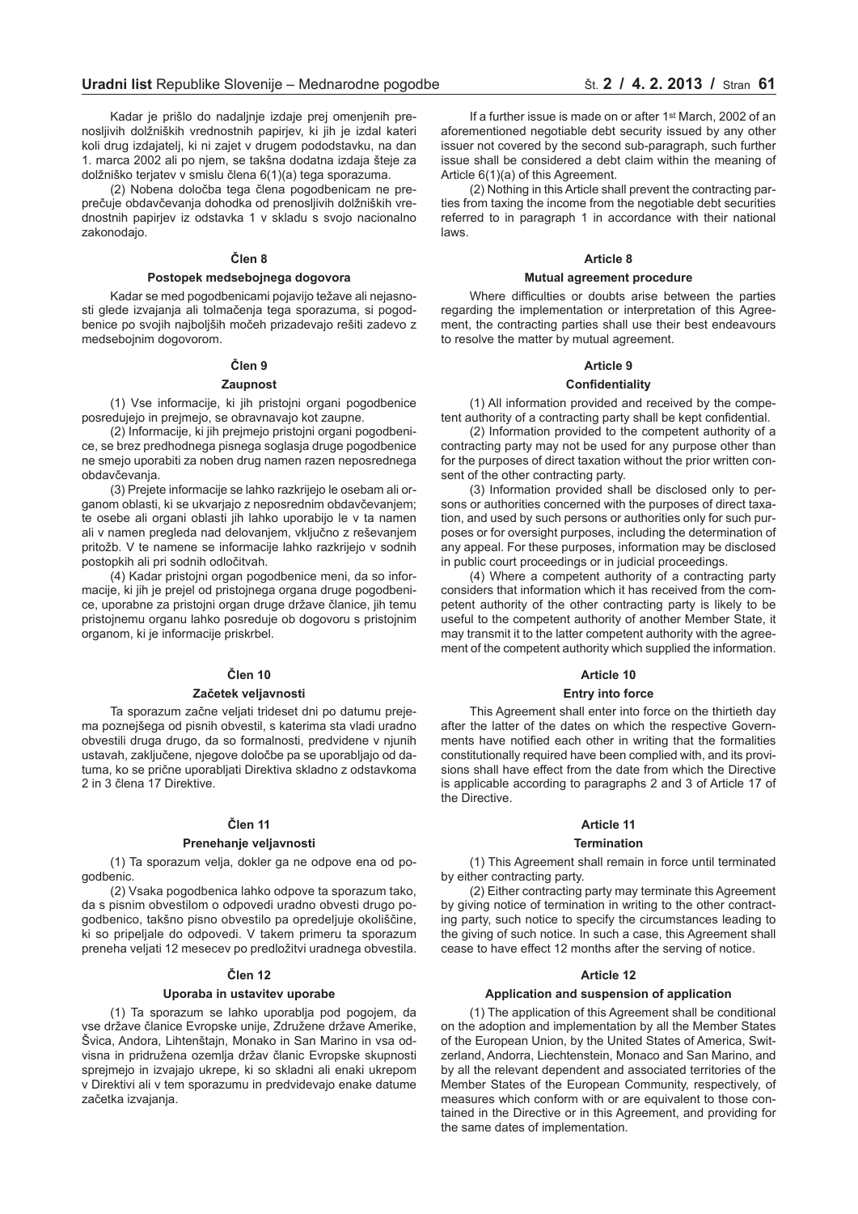Kadar je prišlo do nadaljnje izdaje prej omenjenih prenosljivih dolžniških vrednostnih papirjev, ki jih je izdal kateri koli drug izdajatelj, ki ni zajet v drugem pododstavku, na dan 1. marca 2002 ali po njem, se takšna dodatna izdaja šteje za dolžniško terjatev v smislu člena 6(1)(a) tega sporazuma.

(2) Nobena določba tega člena pogodbenicam ne preprečuje obdavčevanja dohodka od prenosljivih dolžniških vrednostnih papirjev iz odstavka 1 v skladu s svojo nacionalno zakonodajo.

### Člen 8

#### Postopek medsebojnega dogovora

Kadar se med pogodbenicami pojavijo težave ali nejasnosti glede izvajanja ali tolmačenja tega sporazuma, si pogodbenice po svojih najboljših močeh prizadevajo rešiti zadevo z medsebojnim dogovorom.

### Člen 9

#### Zaupnost

(1) Vse informacije, ki jih pristojni organi pogodbenice posredujejo in prejmejo, se obravnavajo kot zaupne.

(2) Informacije, ki jih prejmejo pristojni organi pogodbenice, se brez predhodnega pisnega soglasja druge pogodbenice ne smejo uporabiti za noben drug namen razen neposrednega obdavčevanja.

(3) Prejete informacije se lahko razkrijejo le osebam ali organom oblasti, ki se ukvarjajo z neposrednim obdavčevanjem; te osebe ali organi oblasti jih lahko uporabijo le v ta namen ali v namen pregleda nad delovanjem, vključno z reševanjem pritožb. V te namene se informacije lahko razkrijejo v sodnih postopkih ali pri sodnih odločitvah.

(4) Kadar pristojni organ pogodbenice meni, da so informacije, ki jih je prejel od pristojnega organa druge pogodbenice, uporabne za pristojni organ druge države članice, jih temu pristojnemu organu lahko posreduje ob dogovoru s pristojnim organom, ki je informacije priskrbel.

### Člen 10

#### Začetek veljavnosti

Ta sporazum začne veljati trideset dni po datumu prejema poznejšega od pisnih obvestil, s katerima sta vladi uradno obvestili druga drugo, da so formalnosti, predvidene v njunih ustavah, zaključene, njegove določbe pa se uporabljajo od datuma, ko se prične uporabljati Direktiva skladno z odstavkoma 2 in 3 člena 17 Direktive.

### Člen 11

#### Prenehanje veljavnosti

(1) Ta sporazum velja, dokler ga ne odpove ena od pogodbenic.

(2) Vsaka pogodbenica lahko odpove ta sporazum tako, da s pisnim obvestilom o odpovedi uradno obvesti drugo pogodbenico, takšno pisno obvestilo pa opredeljuje okoliščine, ki so pripeljale do odpovedi. V takem primeru ta sporazum preneha veljati 12 mesecev po predložitvi uradnega obvestila.

### Člen 12

#### Uporaba in ustavitev uporabe

(1) Ta sporazum se lahko uporablja pod pogojem, da vse države članice Evropske unije, Združene države Amerike, Švica, Andora, Lihtenštajn, Monako in San Marino in vsa odvisna in pridružena ozemlja držav članic Evropske skupnosti sprejmejo in izvajajo ukrepe, ki so skladni ali enaki ukrepom v Direktivi ali v tem sporazumu in predvidevajo enake datume začetka izvajanja.

If a further issue is made on or after 1st March, 2002 of an aforementioned negotiable debt security issued by any other issuer not covered by the second sub-paragraph, such further issue shall be considered a debt claim within the meaning of Article 6(1)(a) of this Agreement.

(2) Nothing in this Article shall prevent the contracting parties from taxing the income from the negotiable debt securities referred to in paragraph 1 in accordance with their national laws.

### Article 8

#### Mutual agreement procedure

Where difficulties or doubts arise between the parties regarding the implementation or interpretation of this Agreement, the contracting parties shall use their best endeavours to resolve the matter by mutual agreement.

### Article 9

#### Confidentiality

(1) All information provided and received by the competent authority of a contracting party shall be kept confidential.

(2) Information provided to the competent authority of a contracting party may not be used for any purpose other than for the purposes of direct taxation without the prior written consent of the other contracting party.

(3) Information provided shall be disclosed only to persons or authorities concerned with the purposes of direct taxation, and used by such persons or authorities only for such purposes or for oversight purposes, including the determination of any appeal. For these purposes, information may be disclosed in public court proceedings or in judicial proceedings.

(4) Where a competent authority of a contracting party considers that information which it has received from the competent authority of the other contracting party is likely to be useful to the competent authority of another Member State, it may transmit it to the latter competent authority with the agreement of the competent authority which supplied the information.

### Article 10

#### Entry into force

This Agreement shall enter into force on the thirtieth day after the latter of the dates on which the respective Governments have notified each other in writing that the formalities constitutionally required have been complied with, and its provisions shall have effect from the date from which the Directive is applicable according to paragraphs 2 and 3 of Article 17 of the Directive.

### Article 11

#### Termination

(1) This Agreement shall remain in force until terminated by either contracting party.

(2) Either contracting party may terminate this Agreement by giving notice of termination in writing to the other contracting party, such notice to specify the circumstances leading to the giving of such notice. In such a case, this Agreement shall cease to have effect 12 months after the serving of notice.

### Article 12

#### Application and suspension of application

(1) The application of this Agreement shall be conditional on the adoption and implementation by all the Member States of the European Union, by the United States of America, Switzerland, Andorra, Liechtenstein, Monaco and San Marino, and by all the relevant dependent and associated territories of the Member States of the European Community, respectively, of measures which conform with or are equivalent to those contained in the Directive or in this Agreement, and providing for the same dates of implementation.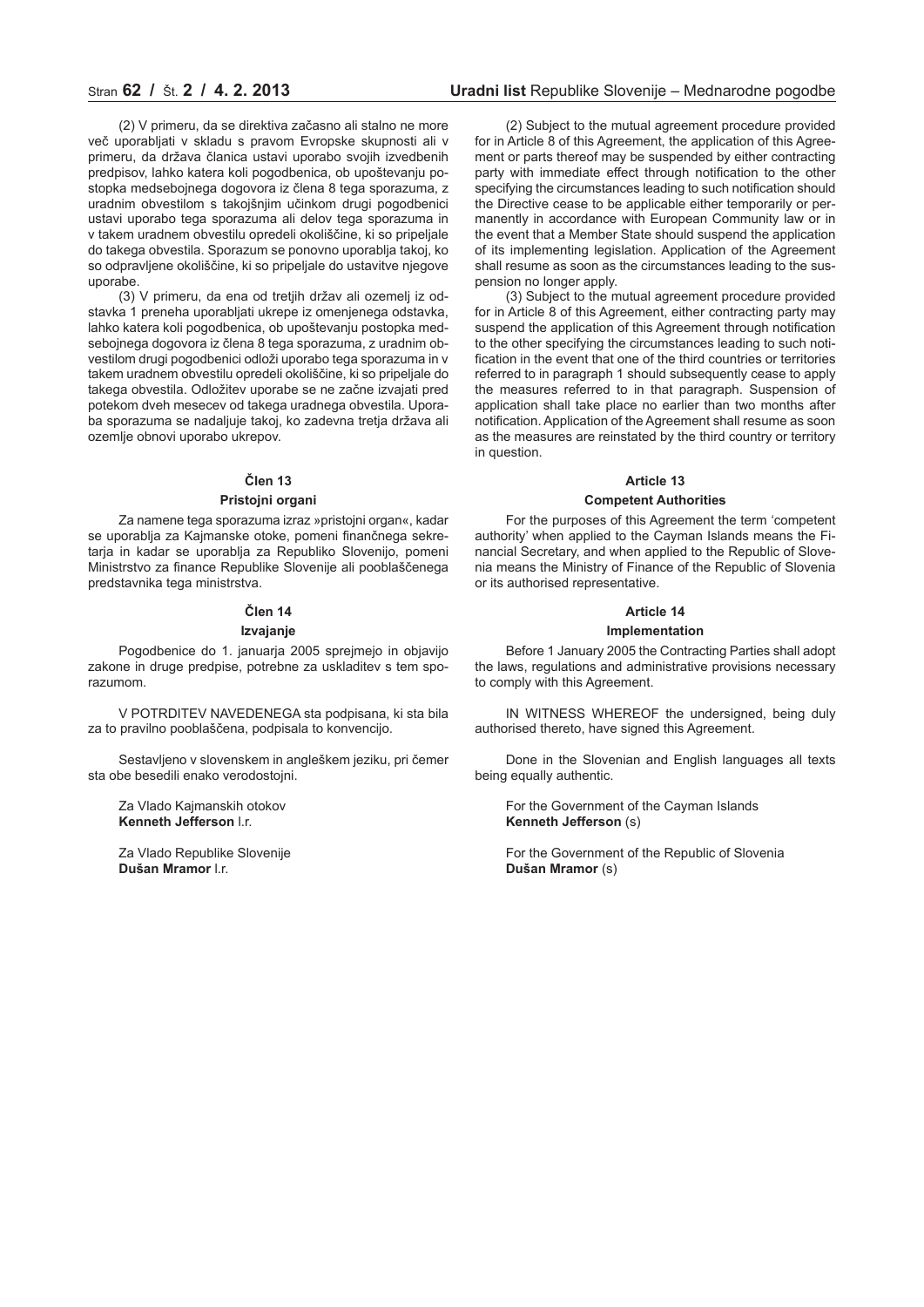(2) V primeru, da se direktiva začasno ali stalno ne more več uporabljati v skladu s pravom Evropske skupnosti ali v primeru, da država članica ustavi uporabo svojih izvedbenih predpisov, lahko katera koli pogodbenica, ob upoštevanju postopka medsebojnega dogovora iz člena 8 tega sporazuma, z uradnim obvestilom s takojšnjim učinkom drugi pogodbenici ustavi uporabo tega sporazuma ali delov tega sporazuma in v takem uradnem obvestilu opredeli okoliščine, ki so pripeljale do takega obvestila. Sporazum se ponovno uporablja takoj, ko so odpravljene okoliščine, ki so pripeljale do ustavitve njegove uporabe.

(3) V primeru, da ena od tretjih držav ali ozemelj iz odstavka 1 preneha uporabljati ukrepe iz omenjenega odstavka, lahko katera koli pogodbenica, ob upoštevanju postopka medsebojnega dogovora iz člena 8 tega sporazuma, z uradnim obvestilom drugi pogodbenici odloži uporabo tega sporazuma in v takem uradnem obvestilu opredeli okoliščine, ki so pripeljale do takega obvestila. Odložitev uporabe se ne začne izvajati pred potekom dveh mesecev od takega uradnega obvestila. Uporaba sporazuma se nadaljuje takoj, ko zadevna tretja država ali ozemlje obnovi uporabo ukrepov.

### Člen 13

#### Pristojni organi

Za namene tega sporazuma izraz »pristojni organ«, kadar se uporablja za Kajmanske otoke, pomeni finančnega sekretarja in kadar se uporablja za Republiko Slovenijo, pomeni Ministrstvo za finance Republike Slovenije ali pooblaščenega predstavnika tega ministrstva.

### Člen 14

#### Izvajanje

Pogodbenice do 1. januarja 2005 sprejmejo in objavijo zakone in druge predpise, potrebne za uskladitev s tem sporazumom.

V POTRDITEV NAVEDENEGA sta podpisana, ki sta bila za to pravilno pooblaščena, podpisala to konvencijo.

Sestavljeno v slovenskem in angleškem jeziku, pri čemer sta obe besedili enako verodostojni.

Za Vlado Kajmanskih otokov
**Kenneth Jefferson** l.r.

Za Vlado Republike Slovenije
**Dušan Mramor** l.r.

(2) Subject to the mutual agreement procedure provided for in Article 8 of this Agreement, the application of this Agreement or parts thereof may be suspended by either contracting party with immediate effect through notification to the other specifying the circumstances leading to such notification should the Directive cease to be applicable either temporarily or permanently in accordance with European Community law or in the event that a Member State should suspend the application of its implementing legislation. Application of the Agreement shall resume as soon as the circumstances leading to the suspension no longer apply.

(3) Subject to the mutual agreement procedure provided for in Article 8 of this Agreement, either contracting party may suspend the application of this Agreement through notification to the other specifying the circumstances leading to such notification in the event that one of the third countries or territories referred to in paragraph 1 should subsequently cease to apply the measures referred to in that paragraph. Suspension of application shall take place no earlier than two months after notification. Application of the Agreement shall resume as soon as the measures are reinstated by the third country or territory in question.

### Article 13

#### Competent Authorities

For the purposes of this Agreement the term 'competent authority' when applied to the Cayman Islands means the Financial Secretary, and when applied to the Republic of Slovenia means the Ministry of Finance of the Republic of Slovenia or its authorised representative.

### Article 14

#### Implementation

Before 1 January 2005 the Contracting Parties shall adopt the laws, regulations and administrative provisions necessary to comply with this Agreement.

IN WITNESS WHEREOF the undersigned, being duly authorised thereto, have signed this Agreement.

Done in the Slovenian and English languages all texts being equally authentic.

For the Government of the Cayman Islands
**Kenneth Jefferson** (s)

For the Government of the Republic of Slovenia
**Dušan Mramor** (s)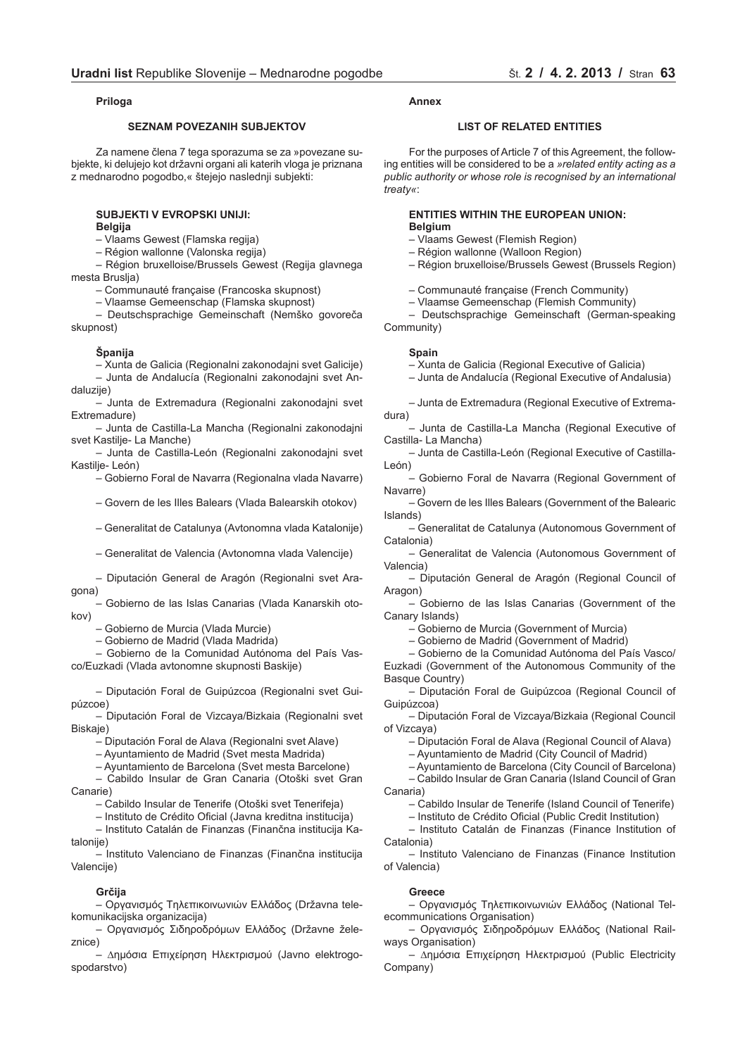**Priloga**

**SEZNAM POVEZANIH SUBJEKTOV**

Za namene člena 7 tega sporazuma se za »povezane subjekte, ki delujejo kot državni organi ali katerih vloga je priznana z mednarodno pogodbo,« štejejo naslednji subjekti:

**SUBJEKTI V EVROPSKI UNIJI:**
**Belgija**

– Vlaams Gewest (Flamska regija)
– Région wallonne (Valonska regija)
– Région bruxelloise/Brussels Gewest (Regija glavnega mesta Buslja)
– Communauté française (Francoska skupnost)
– Vlaamse Gemeenschap (Flamska skupnost)
– Deutschsprachige Gemeinschaft (Nemško govoreča skupnost)

**Španija**

– Xunta de Galicia (Regionalni zakonodajni svet Galicije)
– Junta de Andalucía (Regionalni zakonodajni svet Andaluzije)
– Junta de Extremadura (Regionalni zakonodajni svet Extremadure)
– Junta de Castilla-La Mancha (Regionalni zakonodajni svet Kastilje- La Manche)
– Junta de Castilla-León (Regionalni zakonodajni svet Kastilje- León)
– Gobierno Foral de Navarra (Regionalna vlada Navarre)
– Govern de les Illes Balears (Vlada Balearskih otokov)
– Generalitat de Catalunya (Avtonomna vlada Katalonije)
– Generalitat de Valencia (Avtonomna vlada Valencije)
– Diputación General de Aragón (Regionalni svet Aragona)
– Gobierno de las Islas Canarias (Vlada Kanarskih otokov)
– Gobierno de Murcia (Vlada Murcie)
– Gobierno de Madrid (Vlada Madrida)
– Gobierno de la Comunidad Autónoma del País Vasco/Euzkadi (Vlada avtonomne skupnosti Baskije)
– Diputación Foral de Guipúzcoa (Regionalni svet Guipúzcoe)
– Diputación Foral de Vizcaya/Bizkaia (Regionalni svet Biskaje)
– Diputación Foral de Alava (Regionalni svet Alave)
– Ayuntamiento de Madrid (Svet mesta Madrida)
– Ayuntamiento de Barcelona (Svet mesta Barcelone)
– Cabildo Insular de Gran Canaria (Otoški svet Gran Canarie)
– Cabildo Insular de Tenerife (Otoški svet Tenerifeja)
– Instituto de Crédito Oficial (Javna kreditna institucija)
– Instituto Catalán de Finanzas (Finančna institucija Katalonije)
– Instituto Valenciano de Finanzas (Finančna institucija Valencije)

**Grčija**

– Οργανισμός Τηλεπικοινωνιών Ελλάδος (Državna telekomunikacijska organizacija)
– Οργανισμός Σιδηροδρόμων Ελλάδος (Državne železnice)
– Δημόσια Επιχείρηση Ηλεκτρισμού (Javno elektrogospodarstvo)

**Annex**

**LIST OF RELATED ENTITIES**

For the purposes of Article 7 of this Agreement, the following entities will be considered to be a *»related entity acting as a public authority or whose role is recognised by an international treaty«*:

**ENTITIES WITHIN THE EUROPEAN UNION:**
**Belgium**

– Vlaams Gewest (Flemish Region)
– Région wallonne (Walloon Region)
– Région bruxelloise/Brussels Gewest (Brussels Region)
– Communauté française (French Community)
– Vlaamse Gemeenschap (Flemish Community)
– Deutschsprachige Gemeinschaft (German-speaking Community)

**Spain**

– Xunta de Galicia (Regional Executive of Galicia)
– Junta de Andalucía (Regional Executive of Andalusia)
– Junta de Extremadura (Regional Executive of Extremadura)
– Junta de Castilla-La Mancha (Regional Executive of Castilla- La Mancha)
– Junta de Castilla-León (Regional Executive of Castilla-León)
– Gobierno Foral de Navarra (Regional Government of Navarre)
– Govern de les Illes Balears (Government of the Balearic Islands)
– Generalitat de Catalunya (Autonomous Government of Catalonia)
– Generalitat de Valencia (Autonomous Government of Valencia)
– Diputación General de Aragón (Regional Council of Aragon)
– Gobierno de las Islas Canarias (Government of the Canary Islands)
– Gobierno de Murcia (Government of Murcia)
– Gobierno de Madrid (Government of Madrid)
– Gobierno de la Comunidad Autónoma del País Vasco/Euzkadi (Government of the Autonomous Community of the Basque Country)
– Diputación Foral de Guipúzcoa (Regional Council of Guipúzcoa)
– Diputación Foral de Vizcaya/Bizkaia (Regional Council of Vizcaya)
– Diputación Foral de Alava (Regional Council of Alava)
– Ayuntamiento de Madrid (City Council of Madrid)
– Ayuntamiento de Barcelona (City Council of Barcelona)
– Cabildo Insular de Gran Canaria (Island Council of Gran Canaria)
– Cabildo Insular de Tenerife (Island Council of Tenerife)
– Instituto de Crédito Oficial (Public Credit Institution)
– Instituto Catalán de Finanzas (Finance Institution of Catalonia)
– Instituto Valenciano de Finanzas (Finance Institution of Valencia)

**Greece**

– Οργανισμός Τηλεπικοινωνιών Ελλάδος (National Telecommunications Organisation)
– Οργανισμός Σιδηροδρόμων Ελλάδος (National Railways Organisation)
– Δημόσια Επιχείρηση Ηλεκτρισμού (Public Electricity Company)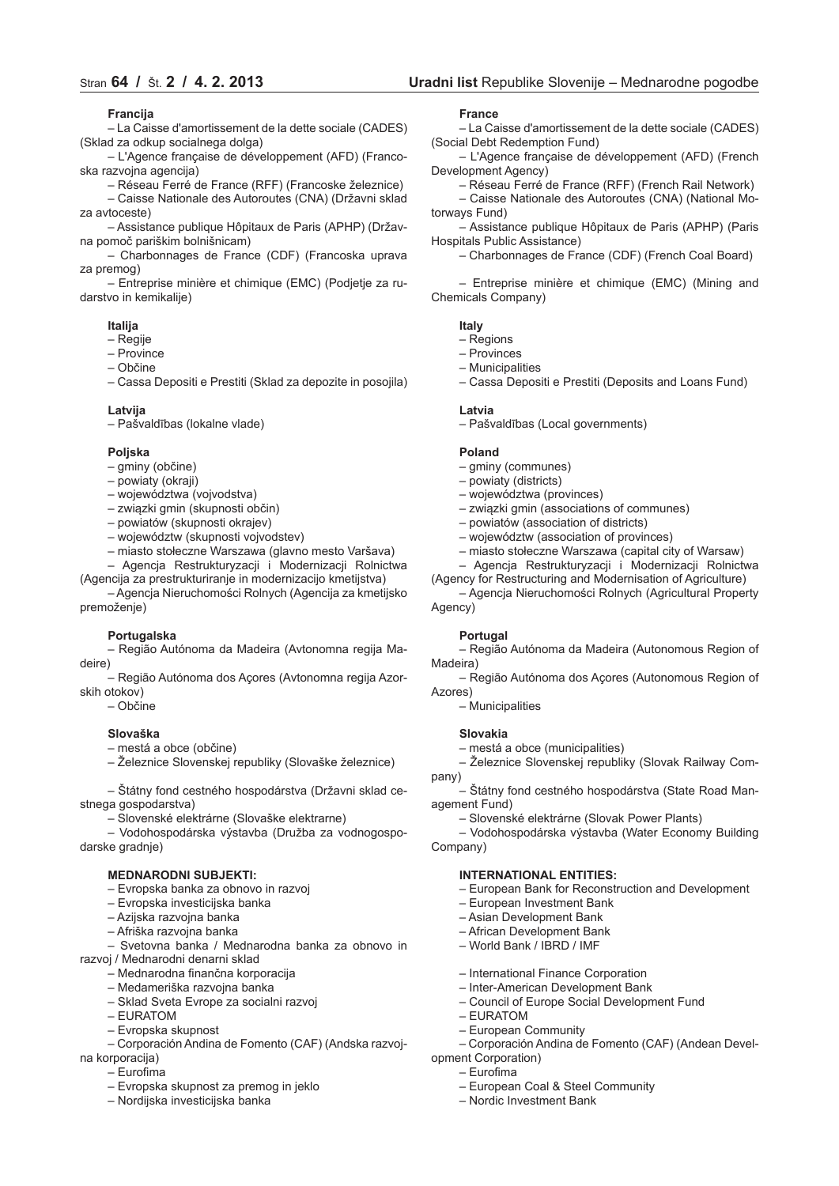**Francija**

– La Caisse d'amortissement de la dette sociale (CADES) (Sklad za odkup socialnega dolga)

– L'Agence française de développement (AFD) (Francoska razvojna agencija)

– Réseau Ferré de France (RFF) (Francoske železnice)

– Caisse Nationale des Autoroutes (CNA) (Državni sklad za avtoceste)

– Assistance publique Hôpitaux de Paris (APHP) (Državna pomoč pariškim bolnišnicam)

– Charbonnages de France (CDF) (Francoska uprava za premog)

– Entreprise minière et chimique (EMC) (Podjetje za rudarstvo in kemikalije)

**Italija**

– Regije
– Province
– Občine
– Cassa Depositi e Prestiti (Sklad za depozite in posojila)

**Latvija**

– Pašvaldības (lokalne vlade)

**Poljska**

– gminy (občine)
– powiaty (okraji)
– województwa (vojvodstva)
– związki gmin (skupnosti občin)
– powiatów (skupnosti okrajev)
– województw (skupnosti vojvodstev)
– miasto stołeczne Warszawa (glavno mesto Varšava)
– Agencja Restrukturyzacji i Modernizacji Rolnictwa (Agencija za prestrukturiranje in modernizacijo kmetijstva)
– Agencja Nieruchomości Rolnych (Agencija za kmetijsko premoženje)

**Portugalska**

– Região Autónoma da Madeira (Avtonomna regija Madeire)
– Região Autónoma dos Açores (Avtonomna regija Azorskih otokov)
– Občine

**Slovaška**

– mestá a obce (občine)
– Železnice Slovenskej republiky (Slovaške železnice)
– Štátny fond cestného hospodárstva (Državni sklad cestnega gospodarstva)
– Slovenské elektrárne (Slovaške elektrarne)
– Vodohospodárska výstavba (Družba za vodnogospodarske gradnje)

**MEDNARODNI SUBJEKTI:**

– Evropska banka za obnovo in razvoj
– Evropska investicijska banka
– Azijska razvojna banka
– Afriška razvojna banka
– Svetovna banka / Mednarodna banka za obnovo in razvoj / Mednarodni denarni sklad
– Mednarodna finančna korporacija
– Medameriška razvojna banka
– Sklad Sveta Evrope za socialni razvoj
– EURATOM
– Evropska skupnost
– Corporación Andina de Fomento (CAF) (Andska razvojna korporacija)
– Eurofima
– Evropska skupnost za premog in jeklo
– Nordijska investicijska banka

**France**

– La Caisse d'amortissement de la dette sociale (CADES) (Social Debt Redemption Fund)

– L'Agence française de développement (AFD) (French Development Agency)

– Réseau Ferré de France (RFF) (French Rail Network)

– Caisse Nationale des Autoroutes (CNA) (National Motorways Fund)

– Assistance publique Hôpitaux de Paris (APHP) (Paris Hospitals Public Assistance)

– Charbonnages de France (CDF) (French Coal Board)

– Entreprise minière et chimique (EMC) (Mining and Chemicals Company)

**Italy**

– Regions
– Provinces
– Municipalities
– Cassa Depositi e Prestiti (Deposits and Loans Fund)

**Latvia**

– Pašvaldības (Local governments)

**Poland**

– gminy (communes)
– powiaty (districts)
– województwa (provinces)
– związki gmin (associations of communes)
– powiatów (association of districts)
– województw (association of provinces)
– miasto stołeczne Warszawa (capital city of Warsaw)
– Agencja Restrukturyzacji i Modernizacji Rolnictwa (Agency for Restructuring and Modernisation of Agriculture)
– Agencja Nieruchomości Rolnych (Agricultural Property Agency)

**Portugal**

– Região Autónoma da Madeira (Autonomous Region of Madeira)
– Região Autónoma dos Açores (Autonomous Region of Azores)
– Municipalities

**Slovakia**

– mestá a obce (municipalities)
– Železnice Slovenskej republiky (Slovak Railway Company)
– Štátny fond cestného hospodárstva (State Road Management Fund)
– Slovenské elektrárne (Slovak Power Plants)
– Vodohospodárska výstavba (Water Economy Building Company)

**INTERNATIONAL ENTITIES:**

– European Bank for Reconstruction and Development
– European Investment Bank
– Asian Development Bank
– African Development Bank
– World Bank / IBRD / IMF
– International Finance Corporation
– Inter-American Development Bank
– Council of Europe Social Development Fund
– EURATOM
– European Community
– Corporación Andina de Fomento (CAF) (Andean Development Corporation)
– Eurofima
– European Coal & Steel Community
– Nordic Investment Bank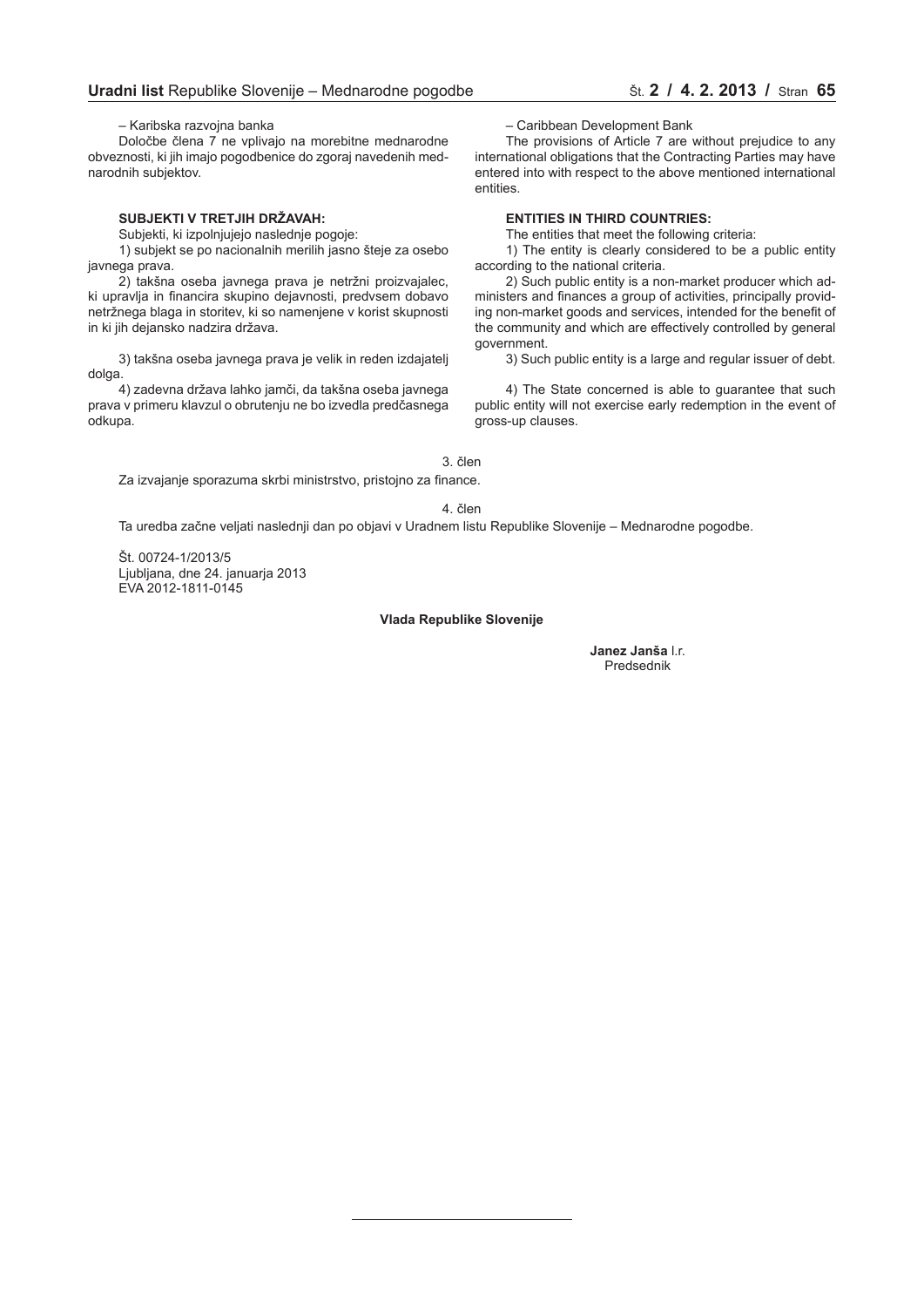– Karibska razvojna banka

Določbe člena 7 ne vplivajo na morebitne mednarodne obveznosti, ki jih imajo pogodbenice do zgoraj navedenih mednarodnih subjektov.

**SUBJEKTI V TRETJIH DRŽAVAH:**

Subjekti, ki izpolnjujejo naslednje pogoje:

1) subjekt se po nacionalnih merilih jasno šteje za osebo javnega prava.

2) takšna oseba javnega prava je netržni proizvajalec, ki upravlja in financira skupino dejavnosti, predvsem dobavo netržnega blaga in storitev, ki so namenjene v korist skupnosti in ki jih dejansko nadzira država.

3) takšna oseba javnega prava je velik in reden izdajatelj dolga.

4) zadevna država lahko jamči, da takšna oseba javnega prava v primeru klavzul o obrutenju ne bo izvedla predčasnega odkupa.

– Caribbean Development Bank

The provisions of Article 7 are without prejudice to any international obligations that the Contracting Parties may have entered into with respect to the above mentioned international entities.

**ENTITIES IN THIRD COUNTRIES:**

The entities that meet the following criteria:

1) The entity is clearly considered to be a public entity according to the national criteria.

2) Such public entity is a non-market producer which administers and finances a group of activities, principally providing non-market goods and services, intended for the benefit of the community and which are effectively controlled by general government.

3) Such public entity is a large and regular issuer of debt.

4) The State concerned is able to guarantee that such public entity will not exercise early redemption in the event of gross-up clauses.

3. člen

Za izvajanje sporazuma skrbi ministrstvo, pristojno za finance.

4. člen

Ta uredba začne veljati naslednji dan po objavi v Uradnem listu Republike Slovenije – Mednarodne pogodbe.

Št. 00724-1/2013/5
Ljubljana, dne 24. januarja 2013
EVA 2012-1811-0145

**Vlada Republike Slovenije**

**Janez Janša** l.r.
Predsednik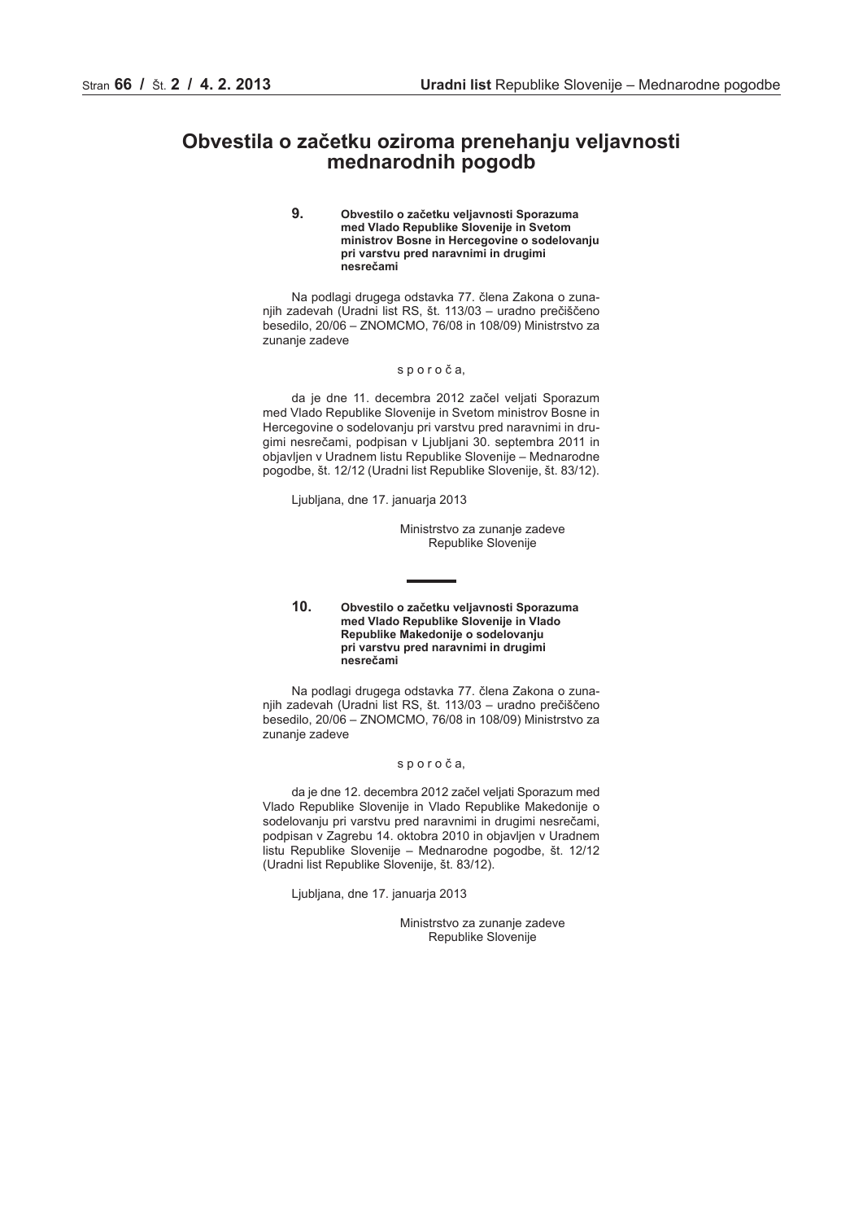# Obvestila o začetku oziroma prenehanju veljavnosti mednarodnih pogodb

## 9. Obvestilo o začetku veljavnosti Sporazuma med Vlado Republike Slovenije in Svetom ministrov Bosne in Hercegovine o sodelovanju pri varstvu pred naravnimi in drugimi nesrečami

Na podlagi drugega odstavka 77. člena Zakona o zunanjih zadevah (Uradni list RS, št. 113/03 – uradno prečiščeno besedilo, 20/06 – ZNOMCMO, 76/08 in 108/09) Ministrstvo za zunanje zadeve

s p o r o č a,

da je dne 11. decembra 2012 začel veljati Sporazum med Vlado Republike Slovenije in Svetom ministrov Bosne in Hercegovine o sodelovanju pri varstvu pred naravnimi in drugimi nesrečami, podpisan v Ljubljani 30. septembra 2011 in objavljen v Uradnem listu Republike Slovenije – Mednarodne pogodbe, št. 12/12 (Uradni list Republike Slovenije, št. 83/12).

Ljubljana, dne 17. januarja 2013

Ministrstvo za zunanje zadeve
Republike Slovenije

---

## 10. Obvestilo o začetku veljavnosti Sporazuma med Vlado Republike Slovenije in Vlado Republike Makedonije o sodelovanju pri varstvu pred naravnimi in drugimi nesrečami

Na podlagi drugega odstavka 77. člena Zakona o zunanjih zadevah (Uradni list RS, št. 113/03 – uradno prečiščeno besedilo, 20/06 – ZNOMCMO, 76/08 in 108/09) Ministrstvo za zunanje zadeve

s p o r o č a,

da je dne 12. decembra 2012 začel veljati Sporazum med Vlado Republike Slovenije in Vlado Republike Makedonije o sodelovanju pri varstvu pred naravnimi in drugimi nesrečami, podpisan v Zagrebu 14. oktobra 2010 in objavljen v Uradnem listu Republike Slovenije – Mednarodne pogodbe, št. 12/12 (Uradni list Republike Slovenije, št. 83/12).

Ljubljana, dne 17. januarja 2013

Ministrstvo za zunanje zadeve
Republike Slovenije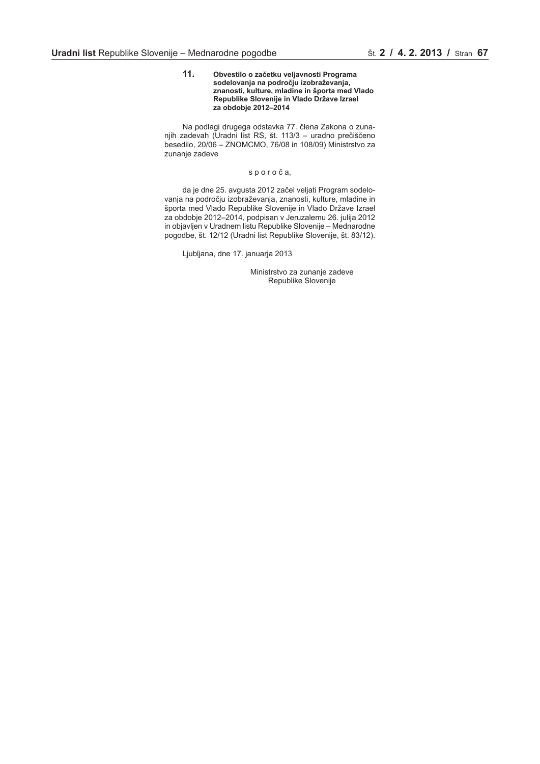**11. Obvestilo o začetku veljavnosti Programa sodelovanja na področju izobraževanja, znanosti, kulture, mladine in športa med Vlado Republike Slovenije in Vlado Države Izrael za obdobje 2012–2014**

Na podlagi drugega odstavka 77. člena Zakona o zunanjih zadevah (Uradni list RS, št. 113/3 – uradno prečiščeno besedilo, 20/06 – ZNOMCMO, 76/08 in 108/09) Ministrstvo za zunanje zadeve

s p o r o č a,

da je dne 25. avgusta 2012 začel veljati Program sodelovanja na področju izobraževanja, znanosti, kulture, mladine in športa med Vlado Republike Slovenije in Vlado Države Izrael za obdobje 2012–2014, podpisan v Jeruzalemu 26. julija 2012 in objavljen v Uradnem listu Republike Slovenije – Mednarodne pogodbe, št. 12/12 (Uradni list Republike Slovenije, št. 83/12).

Ljubljana, dne 17. januarja 2013

Ministrstvo za zunanje zadeve
Republike Slovenije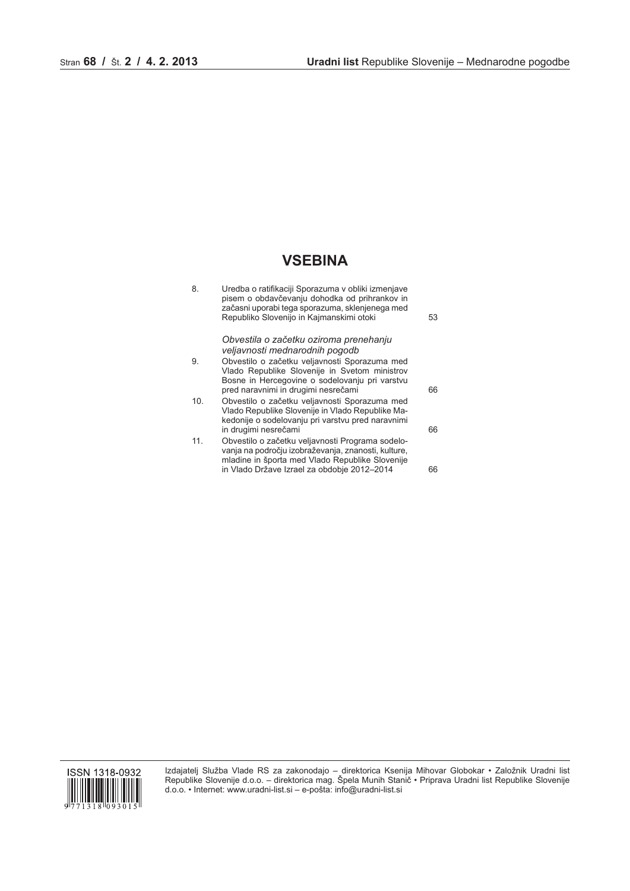# VSEBINA

| | | |
|---|---|---|
| 8. | Uredba o ratifikaciji Sporazuma v obliki izmenjave pisem o obdavčevanju dohodka od prihrankov in začasni uporabi tega sporazuma, sklenjenega med Republiko Slovenijo in Kajmanskimi otoki | 53 |
| | *Obvestila o začetku oziroma prenehanju veljavnosti mednarodnih pogodb* | |
| 9. | Obvestilo o začetku veljavnosti Sporazuma med Vlado Republike Slovenije in Svetom ministrov Bosne in Hercegovine o sodelovanju pri varstvu pred naravnimi in drugimi nesrečami | 66 |
| 10. | Obvestilo o začetku veljavnosti Sporazuma med Vlado Republike Slovenije in Vlado Republike Makedonije o sodelovanju pri varstvu pred naravnimi in drugimi nesrečami | 66 |
| 11. | Obvestilo o začetku veljavnosti Programa sodelovanja na področju izobraževanja, znanosti, kulture, mladine in športa med Vlado Republike Slovenije in Vlado Države Izrael za obdobje 2012–2014 | 66 |

ISSN 1318-0932

Izdajatelj Služba Vlade RS za zakonodajo – direktorica Ksenija Mihovar Globokar • Založnik Uradni list Republike Slovenije d.o.o. – direktorica mag. Špela Munih Stanič • Priprava Uradni list Republike Slovenije d.o.o. • Internet: www.uradni-list.si – e-pošta: info@uradni-list.si